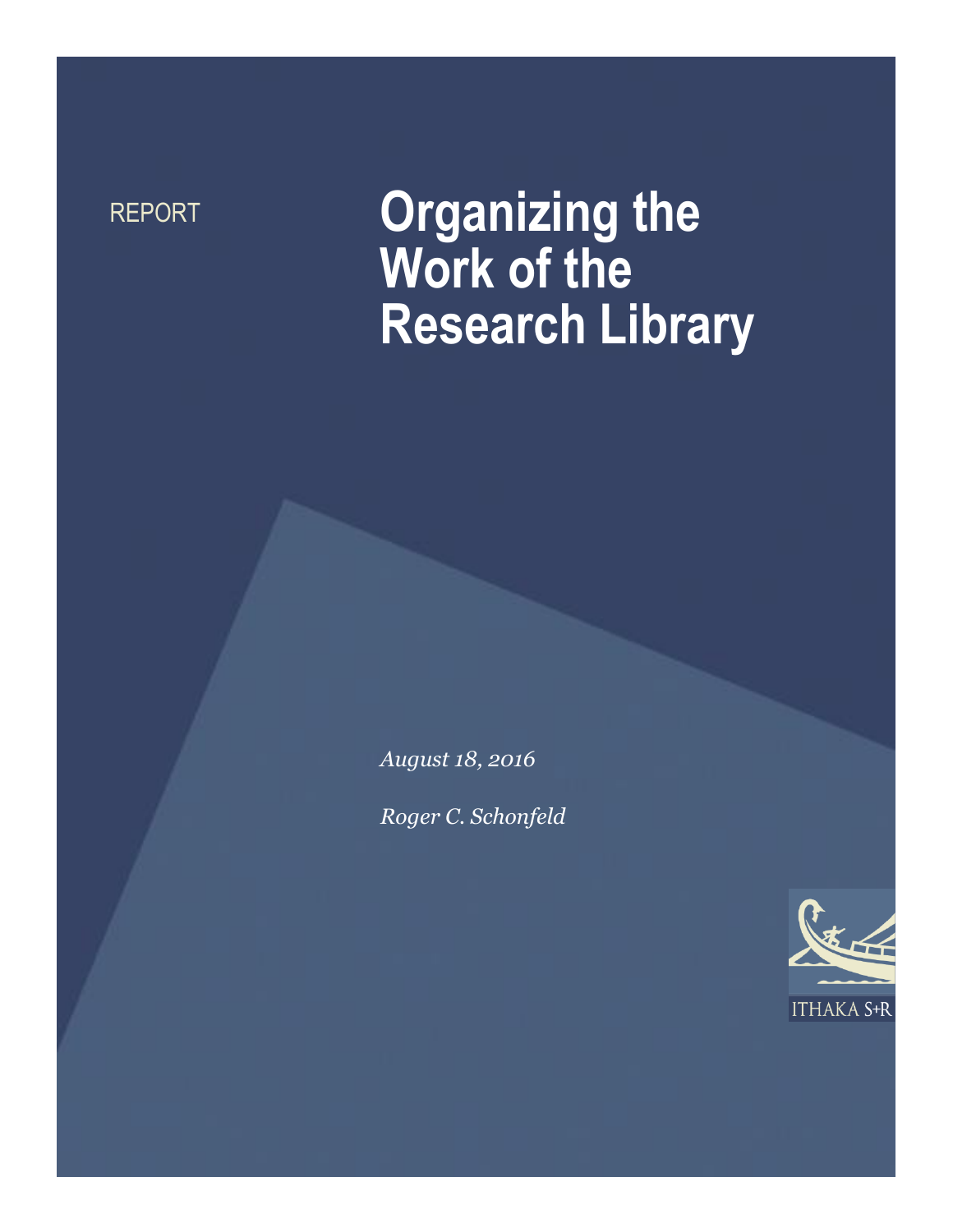REPORT

# Organizing the Work of the Research Library

*August 18, 2016*

*Roger C. Schonfeld*

ITHAKA S+R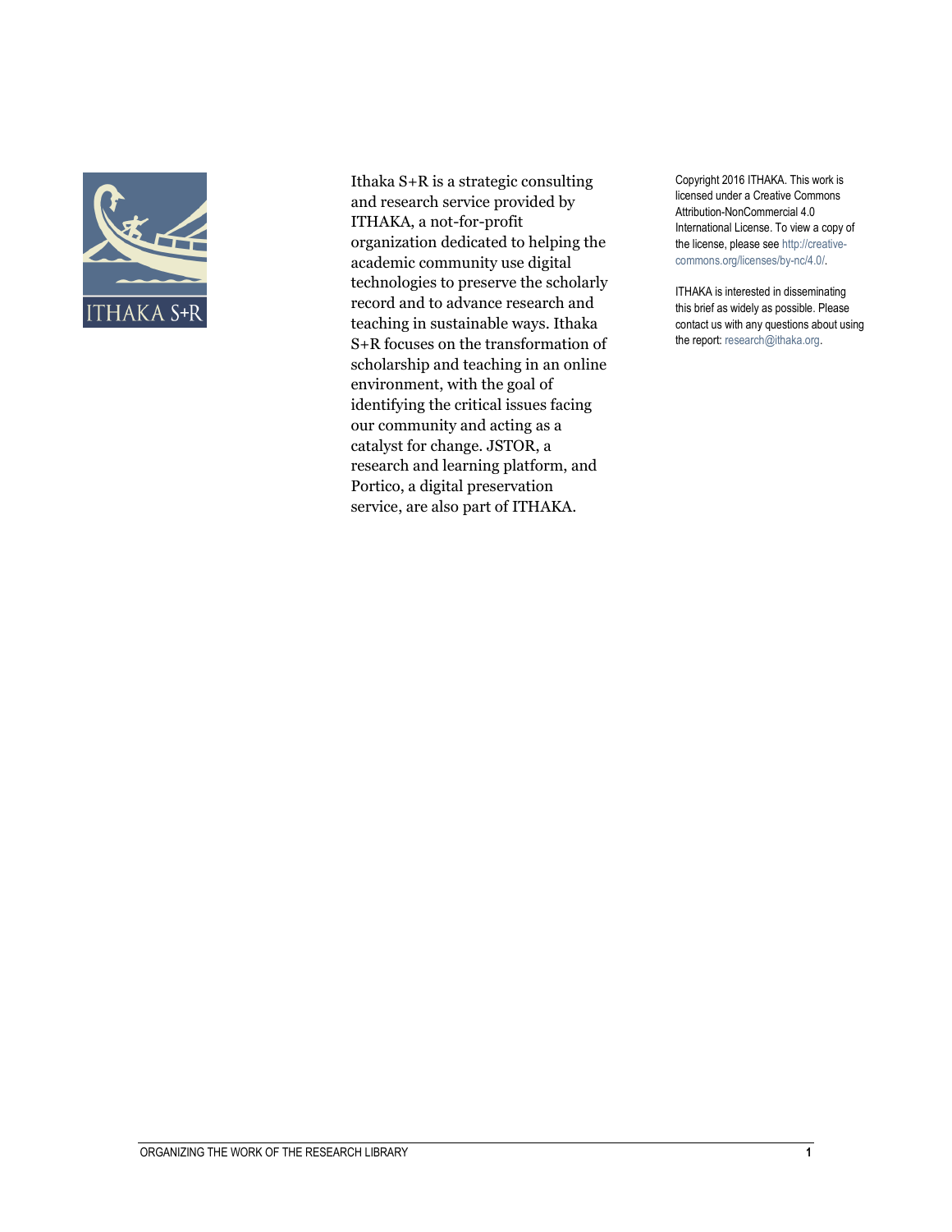Ithaka S+R is a strategic consulting and research service provided by ITHAKA, a not-for-profit organization dedicated to helping the academic community use digital technologies to preserve the scholarly record and to advance research and teaching in sustainable ways. Ithaka S+R focuses on the transformation of scholarship and teaching in an online environment, with the goal of identifying the critical issues facing our community and acting as a catalyst for change. JSTOR, a research and learning platform, and Portico, a digital preservation service, are also part of ITHAKA.

Copyright 2016 ITHAKA. This work is licensed under a Creative Commons Attribution-NonCommercial 4.0 International License. To view a copy of the license, please see http://creative-commons.org/licenses/by-nc/4.0/.

ITHAKA is interested in disseminating this brief as widely as possible. Please contact us with any questions about using the report: research@ithaka.org.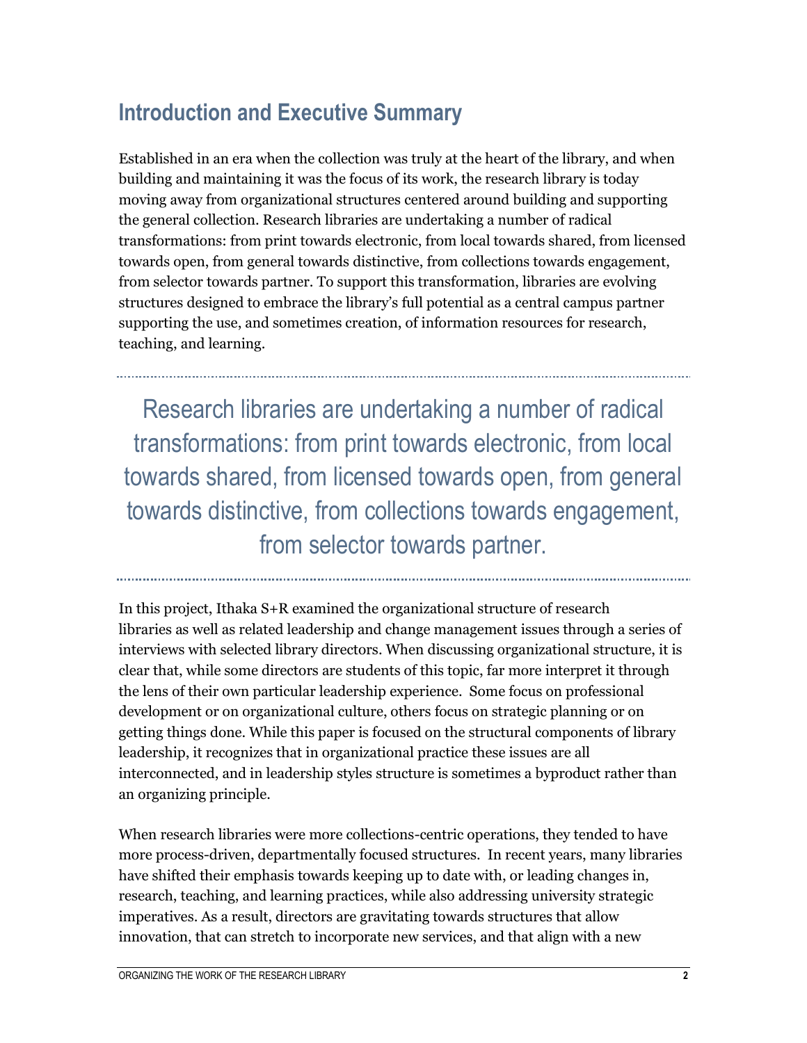## Introduction and Executive Summary

Established in an era when the collection was truly at the heart of the library, and when building and maintaining it was the focus of its work, the research library is today moving away from organizational structures centered around building and supporting the general collection. Research libraries are undertaking a number of radical transformations: from print towards electronic, from local towards shared, from licensed towards open, from general towards distinctive, from collections towards engagement, from selector towards partner. To support this transformation, libraries are evolving structures designed to embrace the library's full potential as a central campus partner supporting the use, and sometimes creation, of information resources for research, teaching, and learning.

> Research libraries are undertaking a number of radical transformations: from print towards electronic, from local towards shared, from licensed towards open, from general towards distinctive, from collections towards engagement, from selector towards partner.

In this project, Ithaka S+R examined the organizational structure of research libraries as well as related leadership and change management issues through a series of interviews with selected library directors. When discussing organizational structure, it is clear that, while some directors are students of this topic, far more interpret it through the lens of their own particular leadership experience. Some focus on professional development or on organizational culture, others focus on strategic planning or on getting things done. While this paper is focused on the structural components of library leadership, it recognizes that in organizational practice these issues are all interconnected, and in leadership styles structure is sometimes a byproduct rather than an organizing principle.

When research libraries were more collections-centric operations, they tended to have more process-driven, departmentally focused structures. In recent years, many libraries have shifted their emphasis towards keeping up to date with, or leading changes in, research, teaching, and learning practices, while also addressing university strategic imperatives. As a result, directors are gravitating towards structures that allow innovation, that can stretch to incorporate new services, and that align with a new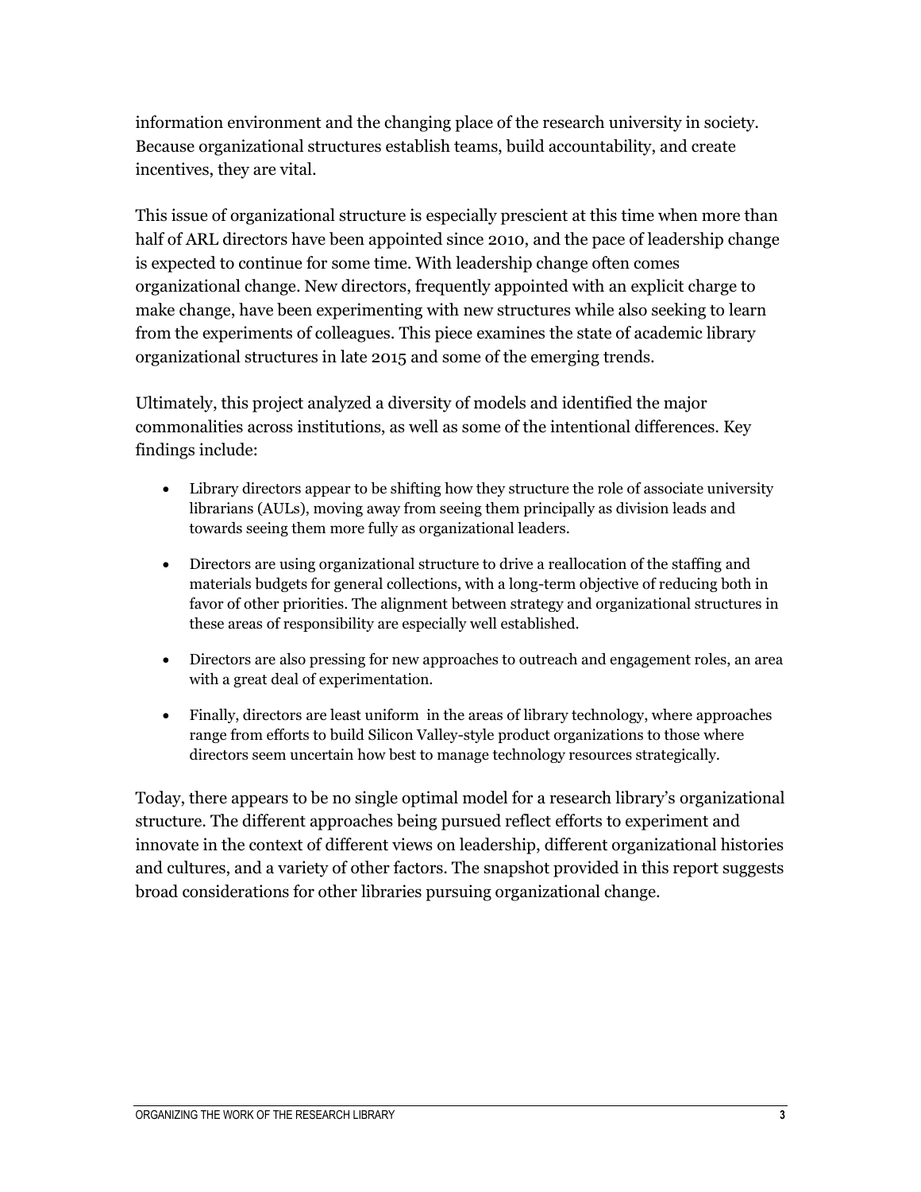information environment and the changing place of the research university in society. Because organizational structures establish teams, build accountability, and create incentives, they are vital.

This issue of organizational structure is especially prescient at this time when more than half of ARL directors have been appointed since 2010, and the pace of leadership change is expected to continue for some time. With leadership change often comes organizational change. New directors, frequently appointed with an explicit charge to make change, have been experimenting with new structures while also seeking to learn from the experiments of colleagues. This piece examines the state of academic library organizational structures in late 2015 and some of the emerging trends.

Ultimately, this project analyzed a diversity of models and identified the major commonalities across institutions, as well as some of the intentional differences. Key findings include:

- Library directors appear to be shifting how they structure the role of associate university librarians (AULs), moving away from seeing them principally as division leads and towards seeing them more fully as organizational leaders.
- Directors are using organizational structure to drive a reallocation of the staffing and materials budgets for general collections, with a long-term objective of reducing both in favor of other priorities. The alignment between strategy and organizational structures in these areas of responsibility are especially well established.
- Directors are also pressing for new approaches to outreach and engagement roles, an area with a great deal of experimentation.
- Finally, directors are least uniform in the areas of library technology, where approaches range from efforts to build Silicon Valley-style product organizations to those where directors seem uncertain how best to manage technology resources strategically.

Today, there appears to be no single optimal model for a research library's organizational structure. The different approaches being pursued reflect efforts to experiment and innovate in the context of different views on leadership, different organizational histories and cultures, and a variety of other factors. The snapshot provided in this report suggests broad considerations for other libraries pursuing organizational change.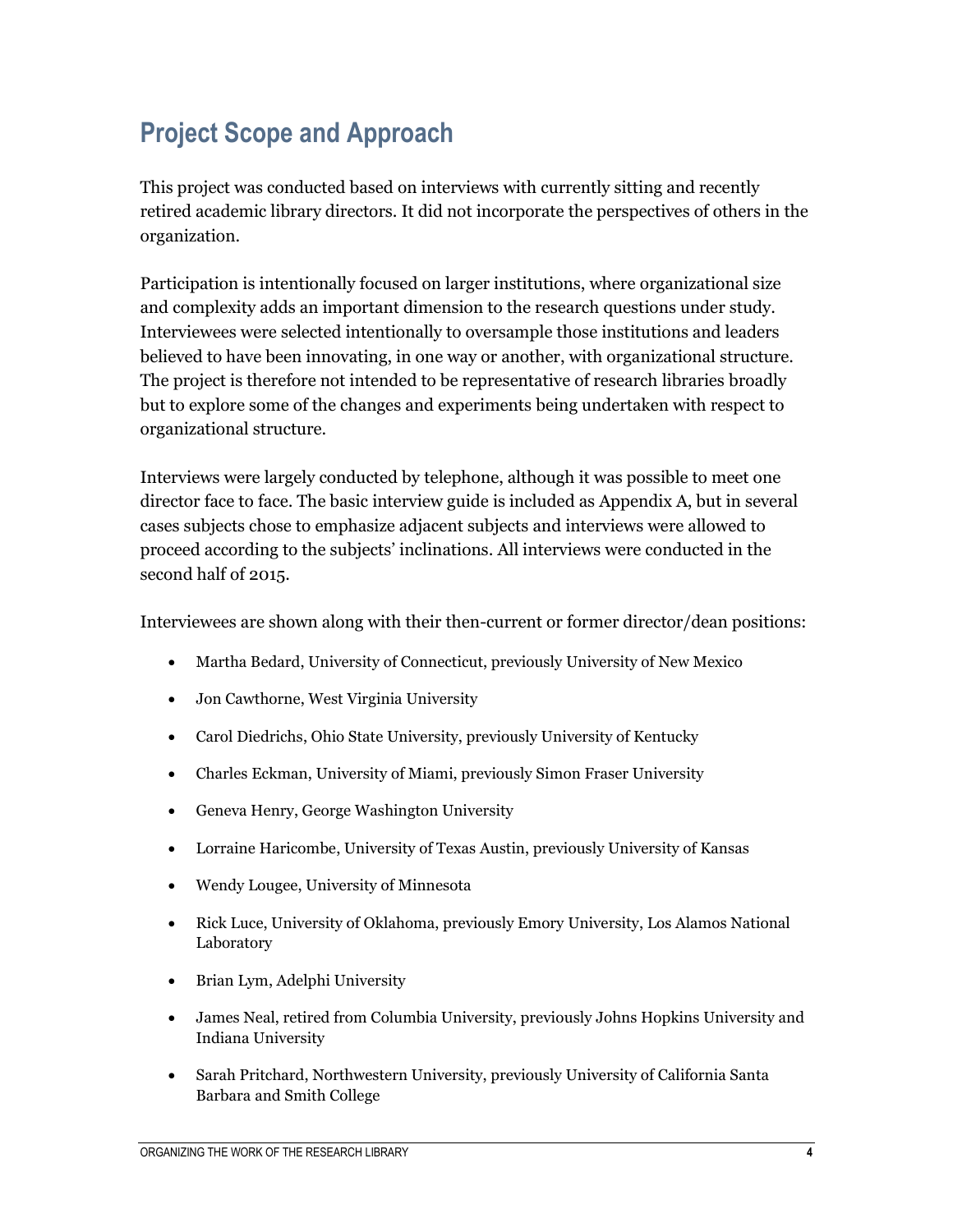## Project Scope and Approach

This project was conducted based on interviews with currently sitting and recently retired academic library directors. It did not incorporate the perspectives of others in the organization.

Participation is intentionally focused on larger institutions, where organizational size and complexity adds an important dimension to the research questions under study. Interviewees were selected intentionally to oversample those institutions and leaders believed to have been innovating, in one way or another, with organizational structure. The project is therefore not intended to be representative of research libraries broadly but to explore some of the changes and experiments being undertaken with respect to organizational structure.

Interviews were largely conducted by telephone, although it was possible to meet one director face to face. The basic interview guide is included as Appendix A, but in several cases subjects chose to emphasize adjacent subjects and interviews were allowed to proceed according to the subjects' inclinations. All interviews were conducted in the second half of 2015.

Interviewees are shown along with their then-current or former director/dean positions:

- Martha Bedard, University of Connecticut, previously University of New Mexico
- Jon Cawthorne, West Virginia University
- Carol Diedrichs, Ohio State University, previously University of Kentucky
- Charles Eckman, University of Miami, previously Simon Fraser University
- Geneva Henry, George Washington University
- Lorraine Haricombe, University of Texas Austin, previously University of Kansas
- Wendy Lougee, University of Minnesota
- Rick Luce, University of Oklahoma, previously Emory University, Los Alamos National Laboratory
- Brian Lym, Adelphi University
- James Neal, retired from Columbia University, previously Johns Hopkins University and Indiana University
- Sarah Pritchard, Northwestern University, previously University of California Santa Barbara and Smith College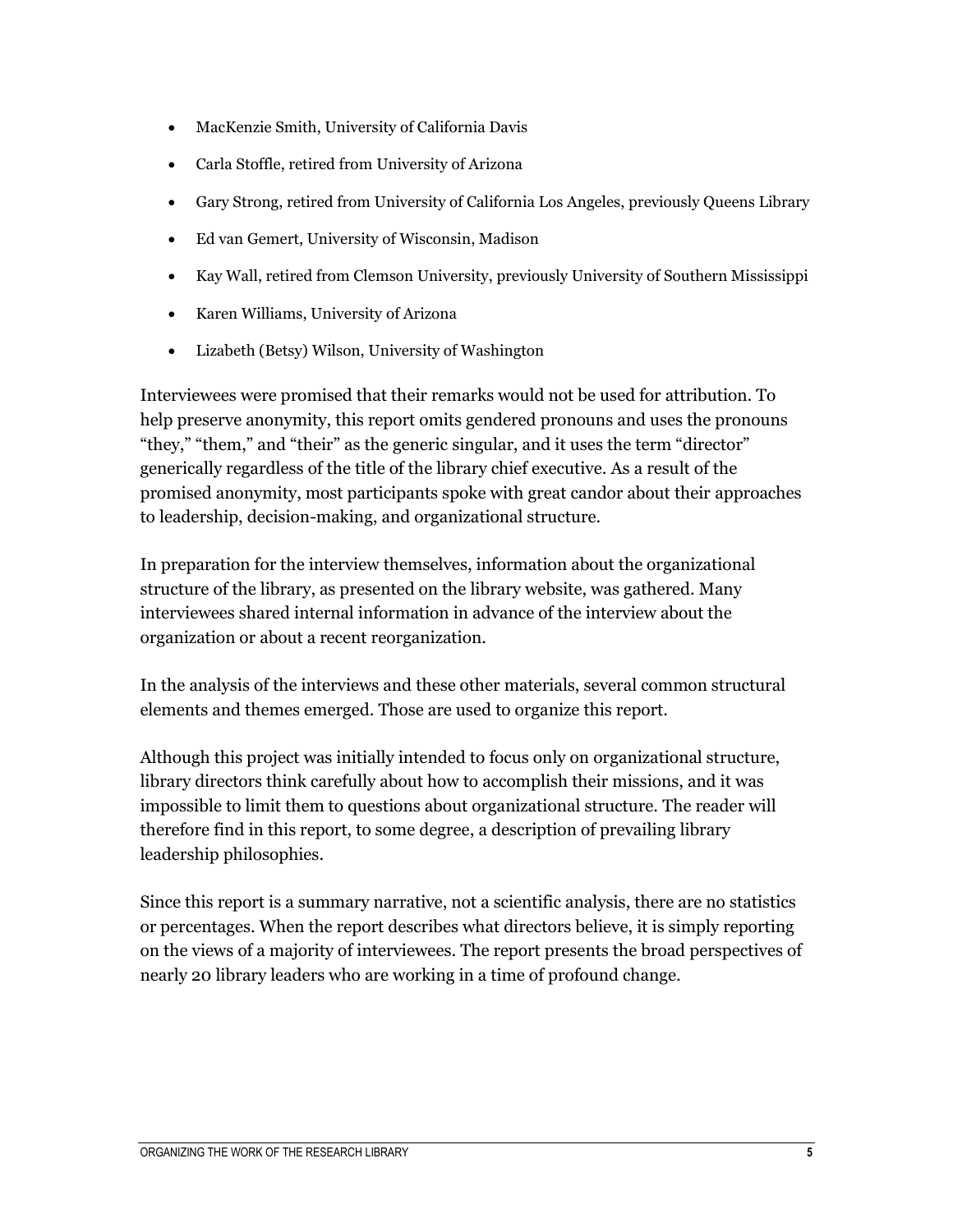- MacKenzie Smith, University of California Davis
- Carla Stoffle, retired from University of Arizona
- Gary Strong, retired from University of California Los Angeles, previously Queens Library
- Ed van Gemert, University of Wisconsin, Madison
- Kay Wall, retired from Clemson University, previously University of Southern Mississippi
- Karen Williams, University of Arizona
- Lizabeth (Betsy) Wilson, University of Washington

Interviewees were promised that their remarks would not be used for attribution. To help preserve anonymity, this report omits gendered pronouns and uses the pronouns “they,” “them,” and “their” as the generic singular, and it uses the term “director” generically regardless of the title of the library chief executive. As a result of the promised anonymity, most participants spoke with great candor about their approaches to leadership, decision-making, and organizational structure.

In preparation for the interview themselves, information about the organizational structure of the library, as presented on the library website, was gathered. Many interviewees shared internal information in advance of the interview about the organization or about a recent reorganization.

In the analysis of the interviews and these other materials, several common structural elements and themes emerged. Those are used to organize this report.

Although this project was initially intended to focus only on organizational structure, library directors think carefully about how to accomplish their missions, and it was impossible to limit them to questions about organizational structure. The reader will therefore find in this report, to some degree, a description of prevailing library leadership philosophies.

Since this report is a summary narrative, not a scientific analysis, there are no statistics or percentages. When the report describes what directors believe, it is simply reporting on the views of a majority of interviewees. The report presents the broad perspectives of nearly 20 library leaders who are working in a time of profound change.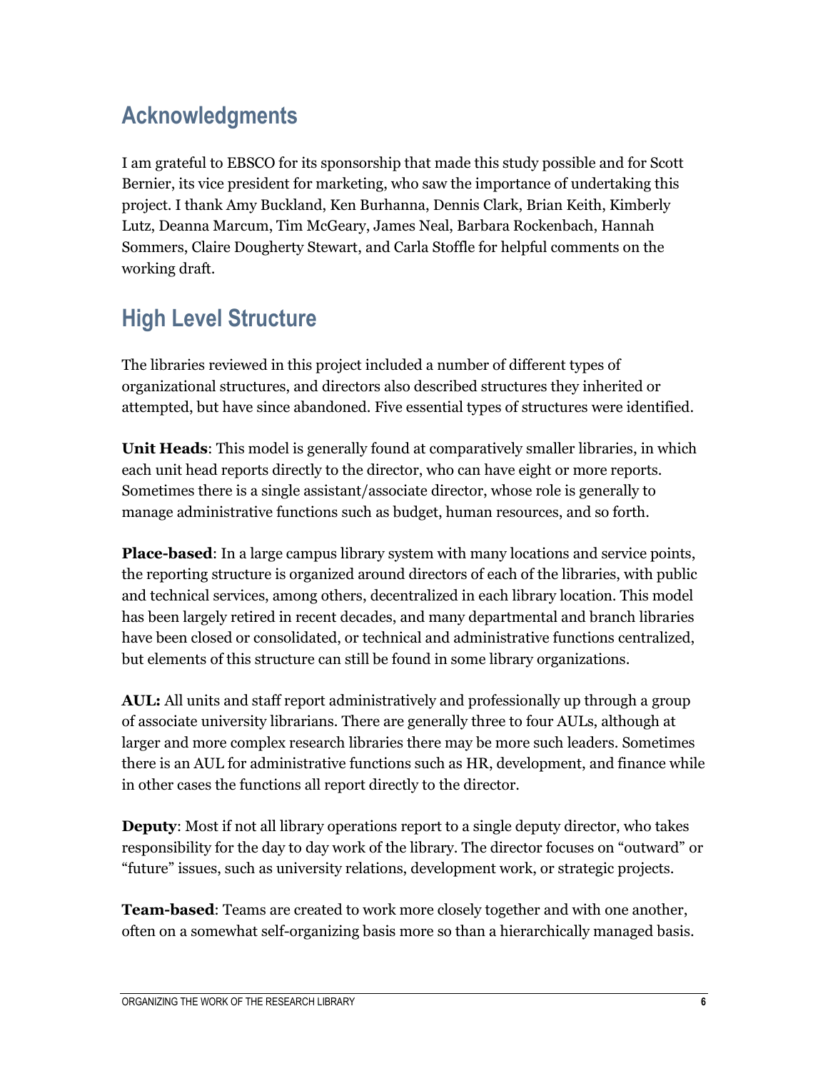## Acknowledgments

I am grateful to EBSCO for its sponsorship that made this study possible and for Scott Bernier, its vice president for marketing, who saw the importance of undertaking this project. I thank Amy Buckland, Ken Burhanna, Dennis Clark, Brian Keith, Kimberly Lutz, Deanna Marcum, Tim McGeary, James Neal, Barbara Rockenbach, Hannah Sommers, Claire Dougherty Stewart, and Carla Stoffle for helpful comments on the working draft.

## High Level Structure

The libraries reviewed in this project included a number of different types of organizational structures, and directors also described structures they inherited or attempted, but have since abandoned. Five essential types of structures were identified.

**Unit Heads**: This model is generally found at comparatively smaller libraries, in which each unit head reports directly to the director, who can have eight or more reports. Sometimes there is a single assistant/associate director, whose role is generally to manage administrative functions such as budget, human resources, and so forth.

**Place-based**: In a large campus library system with many locations and service points, the reporting structure is organized around directors of each of the libraries, with public and technical services, among others, decentralized in each library location. This model has been largely retired in recent decades, and many departmental and branch libraries have been closed or consolidated, or technical and administrative functions centralized, but elements of this structure can still be found in some library organizations.

**AUL:** All units and staff report administratively and professionally up through a group of associate university librarians. There are generally three to four AULs, although at larger and more complex research libraries there may be more such leaders. Sometimes there is an AUL for administrative functions such as HR, development, and finance while in other cases the functions all report directly to the director.

**Deputy**: Most if not all library operations report to a single deputy director, who takes responsibility for the day to day work of the library. The director focuses on "outward" or "future" issues, such as university relations, development work, or strategic projects.

**Team-based**: Teams are created to work more closely together and with one another, often on a somewhat self-organizing basis more so than a hierarchically managed basis.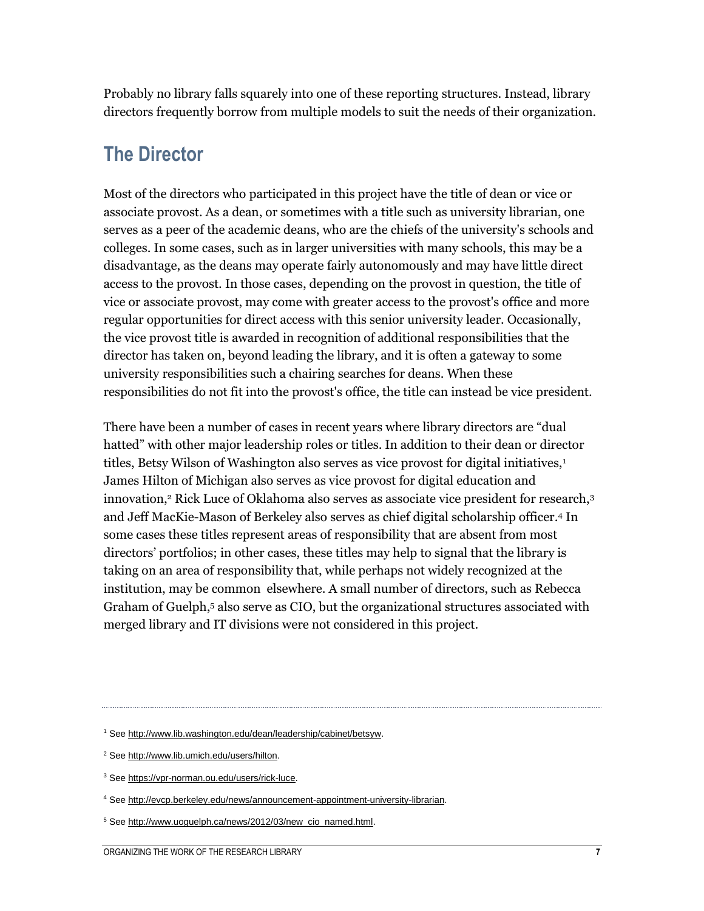Probably no library falls squarely into one of these reporting structures. Instead, library directors frequently borrow from multiple models to suit the needs of their organization.

## The Director

Most of the directors who participated in this project have the title of dean or vice or associate provost. As a dean, or sometimes with a title such as university librarian, one serves as a peer of the academic deans, who are the chiefs of the university's schools and colleges. In some cases, such as in larger universities with many schools, this may be a disadvantage, as the deans may operate fairly autonomously and may have little direct access to the provost. In those cases, depending on the provost in question, the title of vice or associate provost, may come with greater access to the provost's office and more regular opportunities for direct access with this senior university leader. Occasionally, the vice provost title is awarded in recognition of additional responsibilities that the director has taken on, beyond leading the library, and it is often a gateway to some university responsibilities such a chairing searches for deans. When these responsibilities do not fit into the provost's office, the title can instead be vice president.

There have been a number of cases in recent years where library directors are "dual hatted" with other major leadership roles or titles. In addition to their dean or director titles, Betsy Wilson of Washington also serves as vice provost for digital initiatives,[1] James Hilton of Michigan also serves as vice provost for digital education and innovation,[2] Rick Luce of Oklahoma also serves as associate vice president for research,[3] and Jeff MacKie-Mason of Berkeley also serves as chief digital scholarship officer.[4] In some cases these titles represent areas of responsibility that are absent from most directors' portfolios; in other cases, these titles may help to signal that the library is taking on an area of responsibility that, while perhaps not widely recognized at the institution, may be common elsewhere. A small number of directors, such as Rebecca Graham of Guelph,[5] also serve as CIO, but the organizational structures associated with merged library and IT divisions were not considered in this project.

---

[1] See http://www.lib.washington.edu/dean/leadership/cabinet/betsyw.

[2] See http://www.lib.umich.edu/users/hilton.

[3] See https://vpr-norman.ou.edu/users/rick-luce.

[4] See http://evcp.berkeley.edu/news/announcement-appointment-university-librarian.

[5] See http://www.uoguelph.ca/news/2012/03/new_cio_named.html.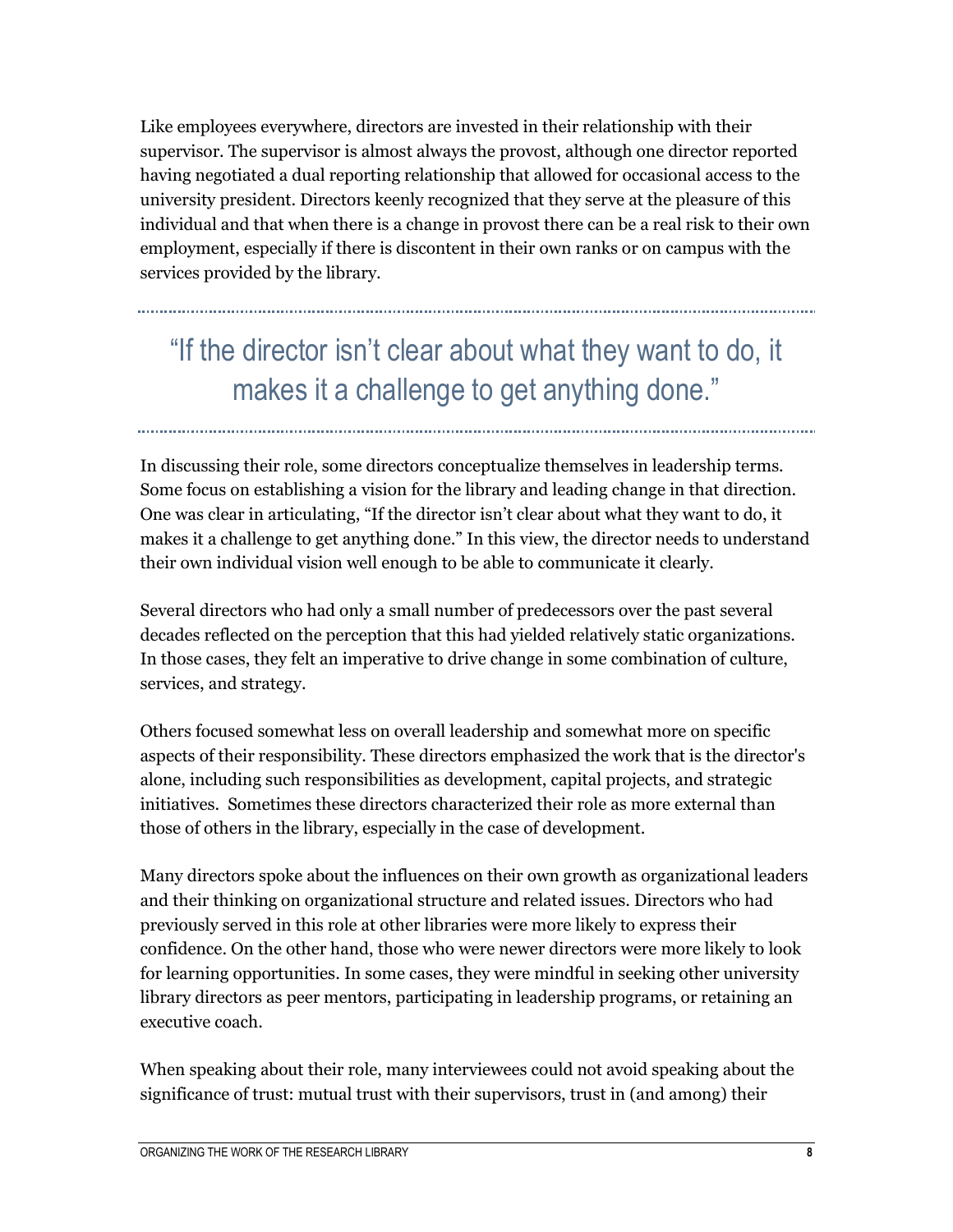Like employees everywhere, directors are invested in their relationship with their supervisor. The supervisor is almost always the provost, although one director reported having negotiated a dual reporting relationship that allowed for occasional access to the university president. Directors keenly recognized that they serve at the pleasure of this individual and that when there is a change in provost there can be a real risk to their own employment, especially if there is discontent in their own ranks or on campus with the services provided by the library.

> "If the director isn't clear about what they want to do, it makes it a challenge to get anything done."

In discussing their role, some directors conceptualize themselves in leadership terms. Some focus on establishing a vision for the library and leading change in that direction. One was clear in articulating, "If the director isn't clear about what they want to do, it makes it a challenge to get anything done." In this view, the director needs to understand their own individual vision well enough to be able to communicate it clearly.

Several directors who had only a small number of predecessors over the past several decades reflected on the perception that this had yielded relatively static organizations. In those cases, they felt an imperative to drive change in some combination of culture, services, and strategy.

Others focused somewhat less on overall leadership and somewhat more on specific aspects of their responsibility. These directors emphasized the work that is the director's alone, including such responsibilities as development, capital projects, and strategic initiatives. Sometimes these directors characterized their role as more external than those of others in the library, especially in the case of development.

Many directors spoke about the influences on their own growth as organizational leaders and their thinking on organizational structure and related issues. Directors who had previously served in this role at other libraries were more likely to express their confidence. On the other hand, those who were newer directors were more likely to look for learning opportunities. In some cases, they were mindful in seeking other university library directors as peer mentors, participating in leadership programs, or retaining an executive coach.

When speaking about their role, many interviewees could not avoid speaking about the significance of trust: mutual trust with their supervisors, trust in (and among) their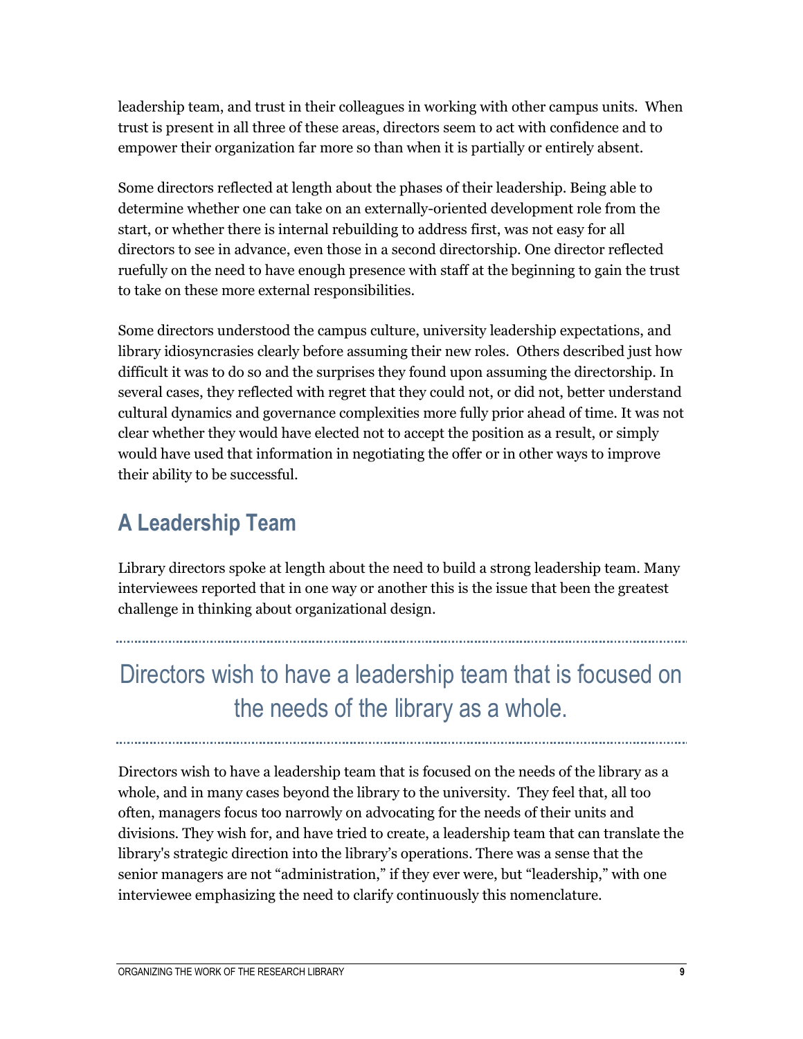leadership team, and trust in their colleagues in working with other campus units. When trust is present in all three of these areas, directors seem to act with confidence and to empower their organization far more so than when it is partially or entirely absent.

Some directors reflected at length about the phases of their leadership. Being able to determine whether one can take on an externally-oriented development role from the start, or whether there is internal rebuilding to address first, was not easy for all directors to see in advance, even those in a second directorship. One director reflected ruefully on the need to have enough presence with staff at the beginning to gain the trust to take on these more external responsibilities.

Some directors understood the campus culture, university leadership expectations, and library idiosyncrasies clearly before assuming their new roles. Others described just how difficult it was to do so and the surprises they found upon assuming the directorship. In several cases, they reflected with regret that they could not, or did not, better understand cultural dynamics and governance complexities more fully prior ahead of time. It was not clear whether they would have elected not to accept the position as a result, or simply would have used that information in negotiating the offer or in other ways to improve their ability to be successful.

## A Leadership Team

Library directors spoke at length about the need to build a strong leadership team. Many interviewees reported that in one way or another this is the issue that been the greatest challenge in thinking about organizational design.

> Directors wish to have a leadership team that is focused on the needs of the library as a whole.

Directors wish to have a leadership team that is focused on the needs of the library as a whole, and in many cases beyond the library to the university. They feel that, all too often, managers focus too narrowly on advocating for the needs of their units and divisions. They wish for, and have tried to create, a leadership team that can translate the library's strategic direction into the library's operations. There was a sense that the senior managers are not "administration," if they ever were, but "leadership," with one interviewee emphasizing the need to clarify continuously this nomenclature.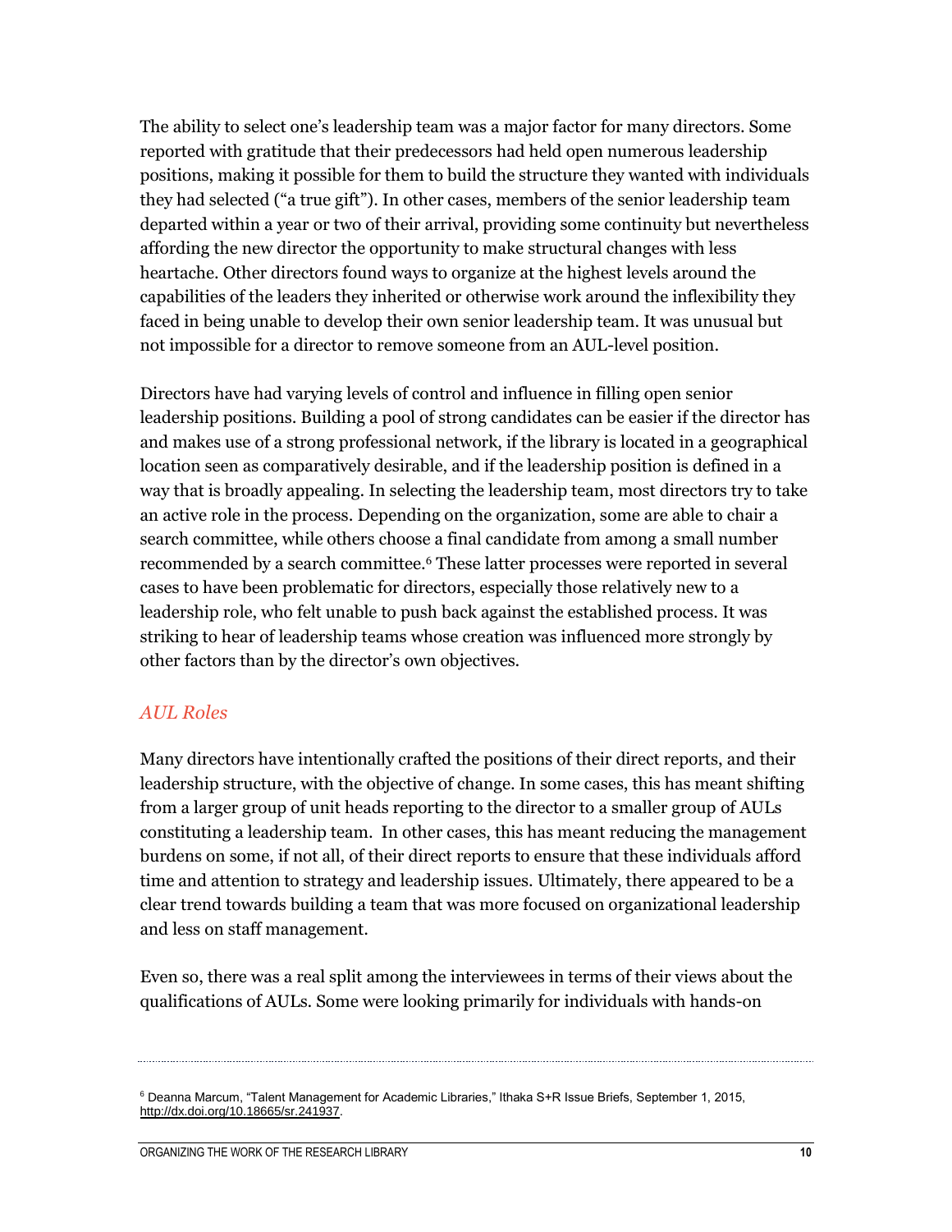The ability to select one's leadership team was a major factor for many directors. Some reported with gratitude that their predecessors had held open numerous leadership positions, making it possible for them to build the structure they wanted with individuals they had selected ("a true gift"). In other cases, members of the senior leadership team departed within a year or two of their arrival, providing some continuity but nevertheless affording the new director the opportunity to make structural changes with less heartache. Other directors found ways to organize at the highest levels around the capabilities of the leaders they inherited or otherwise work around the inflexibility they faced in being unable to develop their own senior leadership team. It was unusual but not impossible for a director to remove someone from an AUL-level position.

Directors have had varying levels of control and influence in filling open senior leadership positions. Building a pool of strong candidates can be easier if the director has and makes use of a strong professional network, if the library is located in a geographical location seen as comparatively desirable, and if the leadership position is defined in a way that is broadly appealing. In selecting the leadership team, most directors try to take an active role in the process. Depending on the organization, some are able to chair a search committee, while others choose a final candidate from among a small number recommended by a search committee.[6] These latter processes were reported in several cases to have been problematic for directors, especially those relatively new to a leadership role, who felt unable to push back against the established process. It was striking to hear of leadership teams whose creation was influenced more strongly by other factors than by the director's own objectives.

### *AUL Roles*

Many directors have intentionally crafted the positions of their direct reports, and their leadership structure, with the objective of change. In some cases, this has meant shifting from a larger group of unit heads reporting to the director to a smaller group of AULs constituting a leadership team. In other cases, this has meant reducing the management burdens on some, if not all, of their direct reports to ensure that these individuals afford time and attention to strategy and leadership issues. Ultimately, there appeared to be a clear trend towards building a team that was more focused on organizational leadership and less on staff management.

Even so, there was a real split among the interviewees in terms of their views about the qualifications of AULs. Some were looking primarily for individuals with hands-on

---

[6] Deanna Marcum, "Talent Management for Academic Libraries," Ithaka S+R Issue Briefs, September 1, 2015, http://dx.doi.org/10.18665/sr.241937.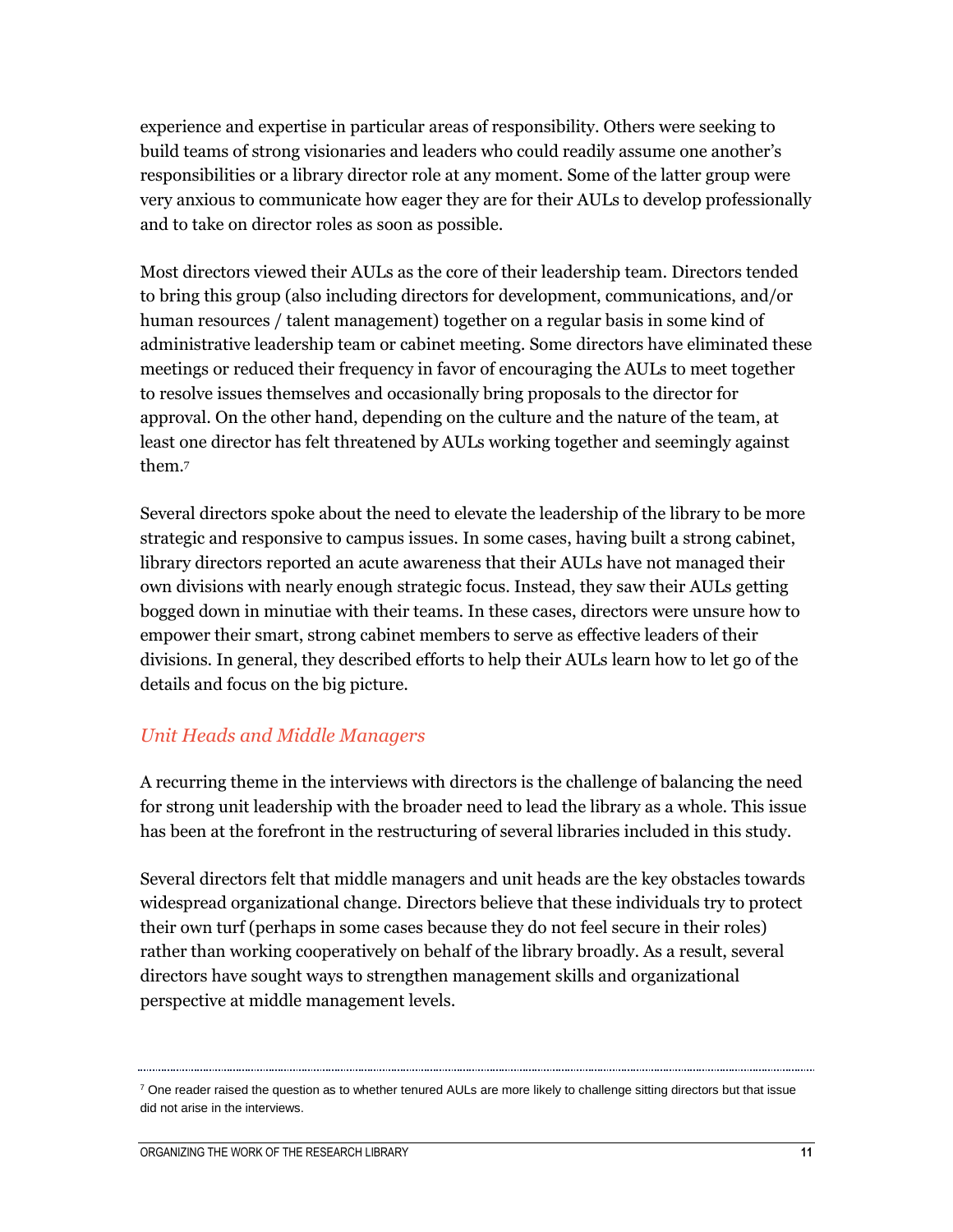experience and expertise in particular areas of responsibility. Others were seeking to build teams of strong visionaries and leaders who could readily assume one another's responsibilities or a library director role at any moment. Some of the latter group were very anxious to communicate how eager they are for their AULs to develop professionally and to take on director roles as soon as possible.

Most directors viewed their AULs as the core of their leadership team. Directors tended to bring this group (also including directors for development, communications, and/or human resources / talent management) together on a regular basis in some kind of administrative leadership team or cabinet meeting. Some directors have eliminated these meetings or reduced their frequency in favor of encouraging the AULs to meet together to resolve issues themselves and occasionally bring proposals to the director for approval. On the other hand, depending on the culture and the nature of the team, at least one director has felt threatened by AULs working together and seemingly against them.[7]

Several directors spoke about the need to elevate the leadership of the library to be more strategic and responsive to campus issues. In some cases, having built a strong cabinet, library directors reported an acute awareness that their AULs have not managed their own divisions with nearly enough strategic focus. Instead, they saw their AULs getting bogged down in minutiae with their teams. In these cases, directors were unsure how to empower their smart, strong cabinet members to serve as effective leaders of their divisions. In general, they described efforts to help their AULs learn how to let go of the details and focus on the big picture.

### *Unit Heads and Middle Managers*

A recurring theme in the interviews with directors is the challenge of balancing the need for strong unit leadership with the broader need to lead the library as a whole. This issue has been at the forefront in the restructuring of several libraries included in this study.

Several directors felt that middle managers and unit heads are the key obstacles towards widespread organizational change. Directors believe that these individuals try to protect their own turf (perhaps in some cases because they do not feel secure in their roles) rather than working cooperatively on behalf of the library broadly. As a result, several directors have sought ways to strengthen management skills and organizational perspective at middle management levels.

---

[7] One reader raised the question as to whether tenured AULs are more likely to challenge sitting directors but that issue did not arise in the interviews.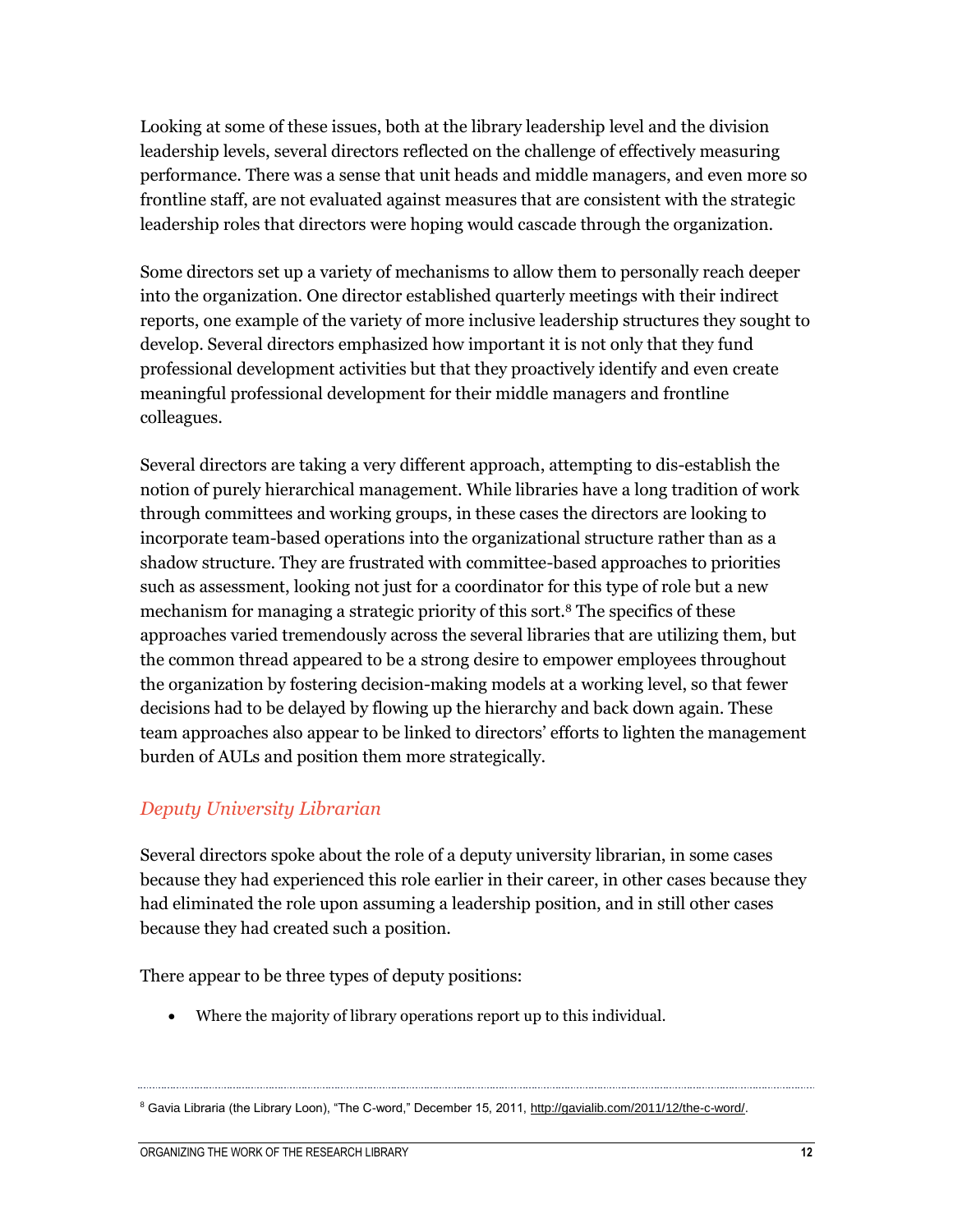Looking at some of these issues, both at the library leadership level and the division leadership levels, several directors reflected on the challenge of effectively measuring performance. There was a sense that unit heads and middle managers, and even more so frontline staff, are not evaluated against measures that are consistent with the strategic leadership roles that directors were hoping would cascade through the organization.

Some directors set up a variety of mechanisms to allow them to personally reach deeper into the organization. One director established quarterly meetings with their indirect reports, one example of the variety of more inclusive leadership structures they sought to develop. Several directors emphasized how important it is not only that they fund professional development activities but that they proactively identify and even create meaningful professional development for their middle managers and frontline colleagues.

Several directors are taking a very different approach, attempting to dis-establish the notion of purely hierarchical management. While libraries have a long tradition of work through committees and working groups, in these cases the directors are looking to incorporate team-based operations into the organizational structure rather than as a shadow structure. They are frustrated with committee-based approaches to priorities such as assessment, looking not just for a coordinator for this type of role but a new mechanism for managing a strategic priority of this sort.[8] The specifics of these approaches varied tremendously across the several libraries that are utilizing them, but the common thread appeared to be a strong desire to empower employees throughout the organization by fostering decision-making models at a working level, so that fewer decisions had to be delayed by flowing up the hierarchy and back down again. These team approaches also appear to be linked to directors' efforts to lighten the management burden of AULs and position them more strategically.

### *Deputy University Librarian*

Several directors spoke about the role of a deputy university librarian, in some cases because they had experienced this role earlier in their career, in other cases because they had eliminated the role upon assuming a leadership position, and in still other cases because they had created such a position.

There appear to be three types of deputy positions:

- Where the majority of library operations report up to this individual.

[8] Gavia Libraria (the Library Loon), "The C-word," December 15, 2011, http://gavialib.com/2011/12/the-c-word/.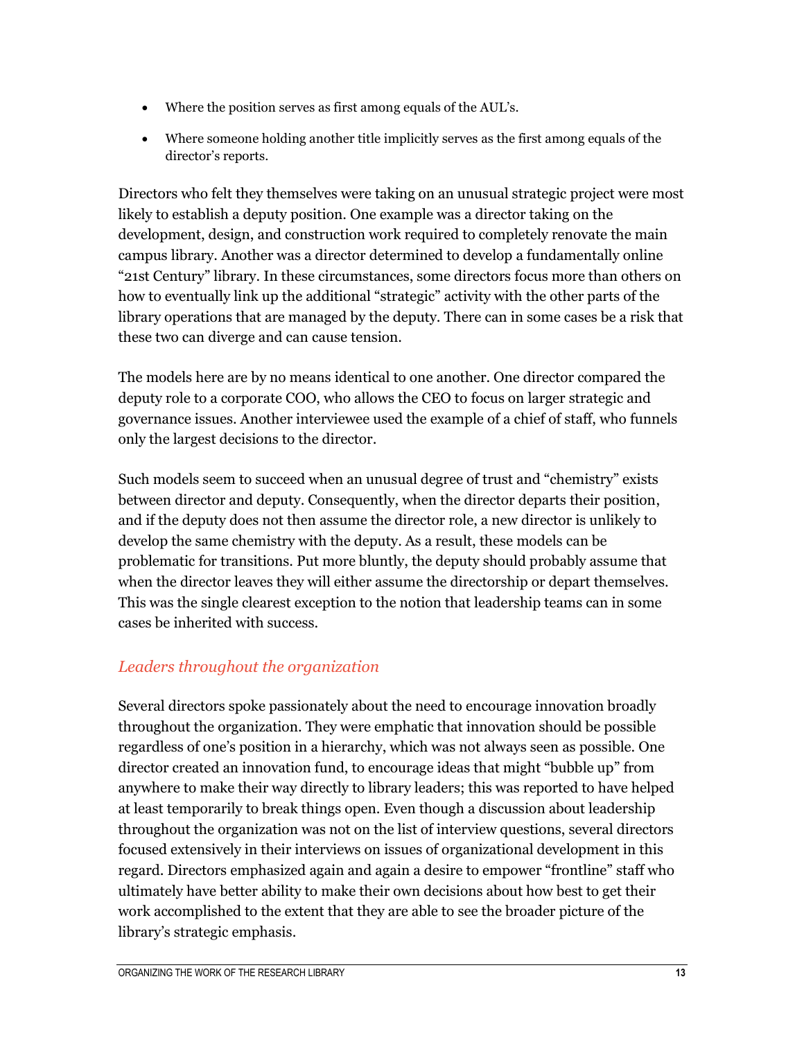- Where the position serves as first among equals of the AUL's.
- Where someone holding another title implicitly serves as the first among equals of the director's reports.

Directors who felt they themselves were taking on an unusual strategic project were most likely to establish a deputy position. One example was a director taking on the development, design, and construction work required to completely renovate the main campus library. Another was a director determined to develop a fundamentally online "21st Century" library. In these circumstances, some directors focus more than others on how to eventually link up the additional "strategic" activity with the other parts of the library operations that are managed by the deputy. There can in some cases be a risk that these two can diverge and can cause tension.

The models here are by no means identical to one another. One director compared the deputy role to a corporate COO, who allows the CEO to focus on larger strategic and governance issues. Another interviewee used the example of a chief of staff, who funnels only the largest decisions to the director.

Such models seem to succeed when an unusual degree of trust and "chemistry" exists between director and deputy. Consequently, when the director departs their position, and if the deputy does not then assume the director role, a new director is unlikely to develop the same chemistry with the deputy. As a result, these models can be problematic for transitions. Put more bluntly, the deputy should probably assume that when the director leaves they will either assume the directorship or depart themselves. This was the single clearest exception to the notion that leadership teams can in some cases be inherited with success.

### *Leaders throughout the organization*

Several directors spoke passionately about the need to encourage innovation broadly throughout the organization. They were emphatic that innovation should be possible regardless of one's position in a hierarchy, which was not always seen as possible. One director created an innovation fund, to encourage ideas that might "bubble up" from anywhere to make their way directly to library leaders; this was reported to have helped at least temporarily to break things open. Even though a discussion about leadership throughout the organization was not on the list of interview questions, several directors focused extensively in their interviews on issues of organizational development in this regard. Directors emphasized again and again a desire to empower "frontline" staff who ultimately have better ability to make their own decisions about how best to get their work accomplished to the extent that they are able to see the broader picture of the library's strategic emphasis.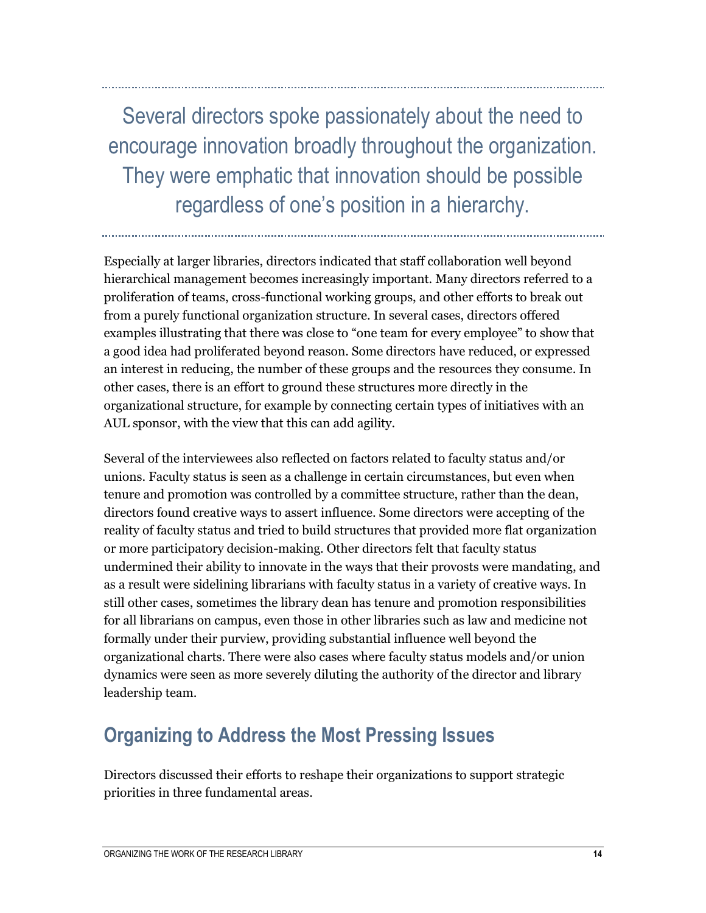> Several directors spoke passionately about the need to encourage innovation broadly throughout the organization. They were emphatic that innovation should be possible regardless of one's position in a hierarchy.

Especially at larger libraries, directors indicated that staff collaboration well beyond hierarchical management becomes increasingly important. Many directors referred to a proliferation of teams, cross-functional working groups, and other efforts to break out from a purely functional organization structure. In several cases, directors offered examples illustrating that there was close to "one team for every employee" to show that a good idea had proliferated beyond reason. Some directors have reduced, or expressed an interest in reducing, the number of these groups and the resources they consume. In other cases, there is an effort to ground these structures more directly in the organizational structure, for example by connecting certain types of initiatives with an AUL sponsor, with the view that this can add agility.

Several of the interviewees also reflected on factors related to faculty status and/or unions. Faculty status is seen as a challenge in certain circumstances, but even when tenure and promotion was controlled by a committee structure, rather than the dean, directors found creative ways to assert influence. Some directors were accepting of the reality of faculty status and tried to build structures that provided more flat organization or more participatory decision-making. Other directors felt that faculty status undermined their ability to innovate in the ways that their provosts were mandating, and as a result were sidelining librarians with faculty status in a variety of creative ways. In still other cases, sometimes the library dean has tenure and promotion responsibilities for all librarians on campus, even those in other libraries such as law and medicine not formally under their purview, providing substantial influence well beyond the organizational charts. There were also cases where faculty status models and/or union dynamics were seen as more severely diluting the authority of the director and library leadership team.

## Organizing to Address the Most Pressing Issues

Directors discussed their efforts to reshape their organizations to support strategic priorities in three fundamental areas.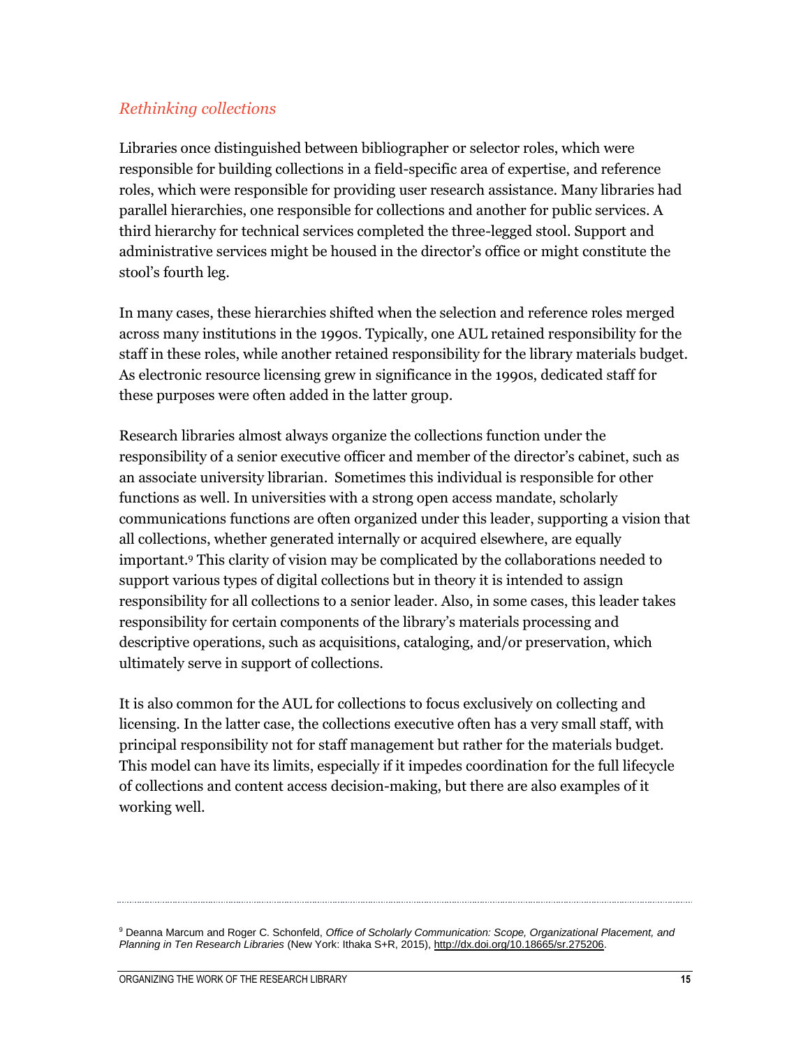### *Rethinking collections*

Libraries once distinguished between bibliographer or selector roles, which were responsible for building collections in a field-specific area of expertise, and reference roles, which were responsible for providing user research assistance. Many libraries had parallel hierarchies, one responsible for collections and another for public services. A third hierarchy for technical services completed the three-legged stool. Support and administrative services might be housed in the director's office or might constitute the stool's fourth leg.

In many cases, these hierarchies shifted when the selection and reference roles merged across many institutions in the 1990s. Typically, one AUL retained responsibility for the staff in these roles, while another retained responsibility for the library materials budget. As electronic resource licensing grew in significance in the 1990s, dedicated staff for these purposes were often added in the latter group.

Research libraries almost always organize the collections function under the responsibility of a senior executive officer and member of the director's cabinet, such as an associate university librarian. Sometimes this individual is responsible for other functions as well. In universities with a strong open access mandate, scholarly communications functions are often organized under this leader, supporting a vision that all collections, whether generated internally or acquired elsewhere, are equally important.[9] This clarity of vision may be complicated by the collaborations needed to support various types of digital collections but in theory it is intended to assign responsibility for all collections to a senior leader. Also, in some cases, this leader takes responsibility for certain components of the library's materials processing and descriptive operations, such as acquisitions, cataloging, and/or preservation, which ultimately serve in support of collections.

It is also common for the AUL for collections to focus exclusively on collecting and licensing. In the latter case, the collections executive often has a very small staff, with principal responsibility not for staff management but rather for the materials budget. This model can have its limits, especially if it impedes coordination for the full lifecycle of collections and content access decision-making, but there are also examples of it working well.

---

[9] Deanna Marcum and Roger C. Schonfeld, *Office of Scholarly Communication: Scope, Organizational Placement, and Planning in Ten Research Libraries* (New York: Ithaka S+R, 2015), http://dx.doi.org/10.18665/sr.275206.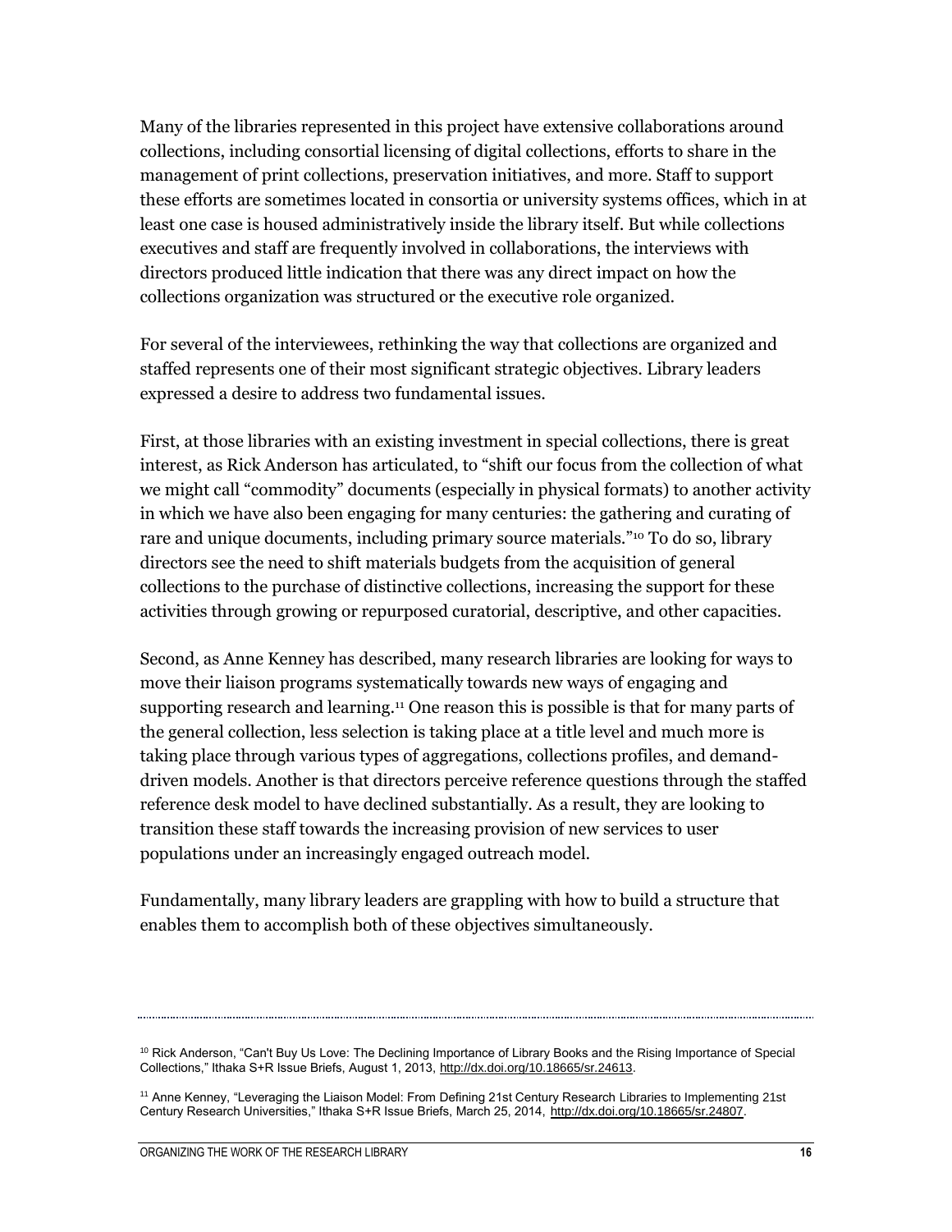Many of the libraries represented in this project have extensive collaborations around collections, including consortial licensing of digital collections, efforts to share in the management of print collections, preservation initiatives, and more. Staff to support these efforts are sometimes located in consortia or university systems offices, which in at least one case is housed administratively inside the library itself. But while collections executives and staff are frequently involved in collaborations, the interviews with directors produced little indication that there was any direct impact on how the collections organization was structured or the executive role organized.

For several of the interviewees, rethinking the way that collections are organized and staffed represents one of their most significant strategic objectives. Library leaders expressed a desire to address two fundamental issues.

First, at those libraries with an existing investment in special collections, there is great interest, as Rick Anderson has articulated, to "shift our focus from the collection of what we might call "commodity" documents (especially in physical formats) to another activity in which we have also been engaging for many centuries: the gathering and curating of rare and unique documents, including primary source materials."[10] To do so, library directors see the need to shift materials budgets from the acquisition of general collections to the purchase of distinctive collections, increasing the support for these activities through growing or repurposed curatorial, descriptive, and other capacities.

Second, as Anne Kenney has described, many research libraries are looking for ways to move their liaison programs systematically towards new ways of engaging and supporting research and learning.[11] One reason this is possible is that for many parts of the general collection, less selection is taking place at a title level and much more is taking place through various types of aggregations, collections profiles, and demand-driven models. Another is that directors perceive reference questions through the staffed reference desk model to have declined substantially. As a result, they are looking to transition these staff towards the increasing provision of new services to user populations under an increasingly engaged outreach model.

Fundamentally, many library leaders are grappling with how to build a structure that enables them to accomplish both of these objectives simultaneously.

---

[10] Rick Anderson, "Can't Buy Us Love: The Declining Importance of Library Books and the Rising Importance of Special Collections," Ithaka S+R Issue Briefs, August 1, 2013, http://dx.doi.org/10.18665/sr.24613.

[11] Anne Kenney, "Leveraging the Liaison Model: From Defining 21st Century Research Libraries to Implementing 21st Century Research Universities," Ithaka S+R Issue Briefs, March 25, 2014, http://dx.doi.org/10.18665/sr.24807.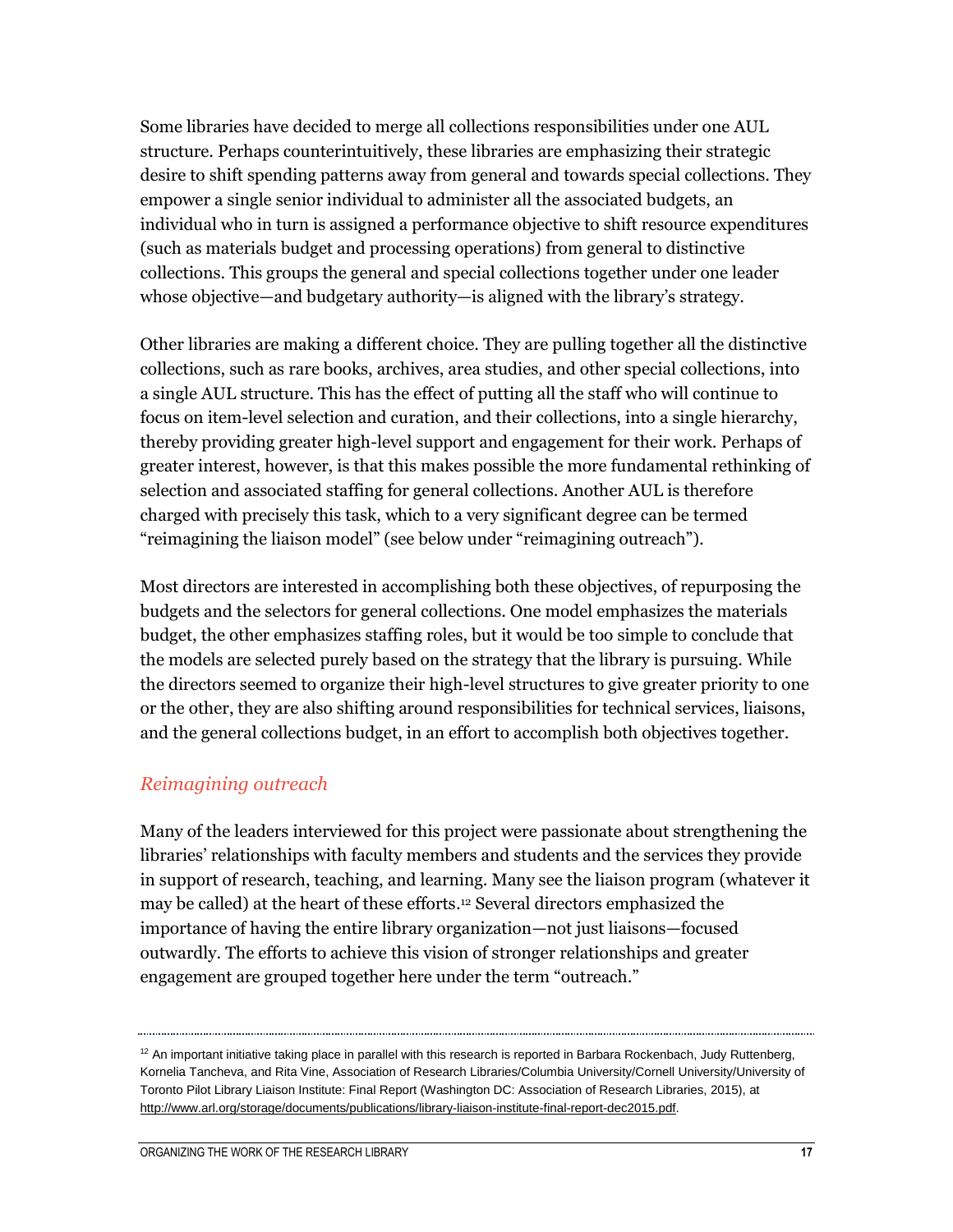Some libraries have decided to merge all collections responsibilities under one AUL structure. Perhaps counterintuitively, these libraries are emphasizing their strategic desire to shift spending patterns away from general and towards special collections. They empower a single senior individual to administer all the associated budgets, an individual who in turn is assigned a performance objective to shift resource expenditures (such as materials budget and processing operations) from general to distinctive collections. This groups the general and special collections together under one leader whose objective—and budgetary authority—is aligned with the library's strategy.

Other libraries are making a different choice. They are pulling together all the distinctive collections, such as rare books, archives, area studies, and other special collections, into a single AUL structure. This has the effect of putting all the staff who will continue to focus on item-level selection and curation, and their collections, into a single hierarchy, thereby providing greater high-level support and engagement for their work. Perhaps of greater interest, however, is that this makes possible the more fundamental rethinking of selection and associated staffing for general collections. Another AUL is therefore charged with precisely this task, which to a very significant degree can be termed "reimagining the liaison model" (see below under "reimagining outreach").

Most directors are interested in accomplishing both these objectives, of repurposing the budgets and the selectors for general collections. One model emphasizes the materials budget, the other emphasizes staffing roles, but it would be too simple to conclude that the models are selected purely based on the strategy that the library is pursuing. While the directors seemed to organize their high-level structures to give greater priority to one or the other, they are also shifting around responsibilities for technical services, liaisons, and the general collections budget, in an effort to accomplish both objectives together.

### *Reimagining outreach*

Many of the leaders interviewed for this project were passionate about strengthening the libraries' relationships with faculty members and students and the services they provide in support of research, teaching, and learning. Many see the liaison program (whatever it may be called) at the heart of these efforts.[12] Several directors emphasized the importance of having the entire library organization—not just liaisons—focused outwardly. The efforts to achieve this vision of stronger relationships and greater engagement are grouped together here under the term "outreach."

---

[12] An important initiative taking place in parallel with this research is reported in Barbara Rockenbach, Judy Ruttenberg, Kornelia Tancheva, and Rita Vine, Association of Research Libraries/Columbia University/Cornell University/University of Toronto Pilot Library Liaison Institute: Final Report (Washington DC: Association of Research Libraries, 2015), at http://www.arl.org/storage/documents/publications/library-liaison-institute-final-report-dec2015.pdf.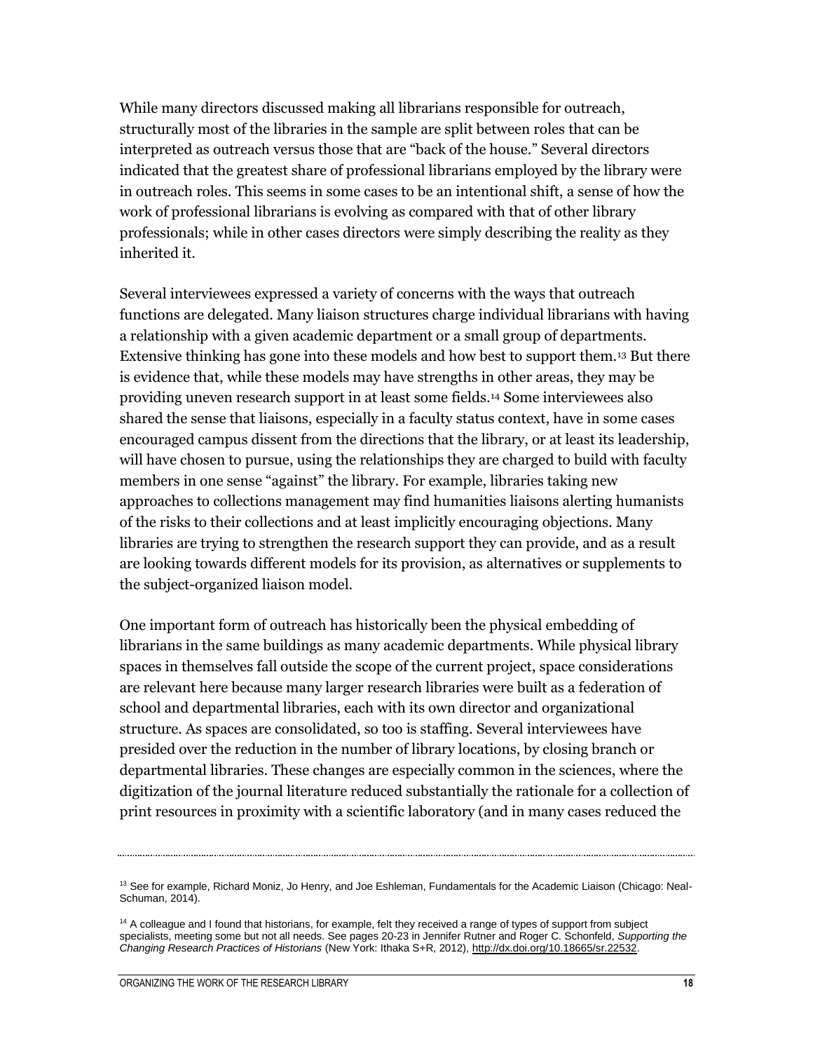While many directors discussed making all librarians responsible for outreach, structurally most of the libraries in the sample are split between roles that can be interpreted as outreach versus those that are "back of the house." Several directors indicated that the greatest share of professional librarians employed by the library were in outreach roles. This seems in some cases to be an intentional shift, a sense of how the work of professional librarians is evolving as compared with that of other library professionals; while in other cases directors were simply describing the reality as they inherited it.

Several interviewees expressed a variety of concerns with the ways that outreach functions are delegated. Many liaison structures charge individual librarians with having a relationship with a given academic department or a small group of departments. Extensive thinking has gone into these models and how best to support them.[13] But there is evidence that, while these models may have strengths in other areas, they may be providing uneven research support in at least some fields.[14] Some interviewees also shared the sense that liaisons, especially in a faculty status context, have in some cases encouraged campus dissent from the directions that the library, or at least its leadership, will have chosen to pursue, using the relationships they are charged to build with faculty members in one sense "against" the library. For example, libraries taking new approaches to collections management may find humanities liaisons alerting humanists of the risks to their collections and at least implicitly encouraging objections. Many libraries are trying to strengthen the research support they can provide, and as a result are looking towards different models for its provision, as alternatives or supplements to the subject-organized liaison model.

One important form of outreach has historically been the physical embedding of librarians in the same buildings as many academic departments. While physical library spaces in themselves fall outside the scope of the current project, space considerations are relevant here because many larger research libraries were built as a federation of school and departmental libraries, each with its own director and organizational structure. As spaces are consolidated, so too is staffing. Several interviewees have presided over the reduction in the number of library locations, by closing branch or departmental libraries. These changes are especially common in the sciences, where the digitization of the journal literature reduced substantially the rationale for a collection of print resources in proximity with a scientific laboratory (and in many cases reduced the

---

[13] See for example, Richard Moniz, Jo Henry, and Joe Eshleman, Fundamentals for the Academic Liaison (Chicago: Neal-Schuman, 2014).

[14] A colleague and I found that historians, for example, felt they received a range of types of support from subject specialists, meeting some but not all needs. See pages 20-23 in Jennifer Rutner and Roger C. Schonfeld, *Supporting the Changing Research Practices of Historians* (New York: Ithaka S+R, 2012), http://dx.doi.org/10.18665/sr.22532.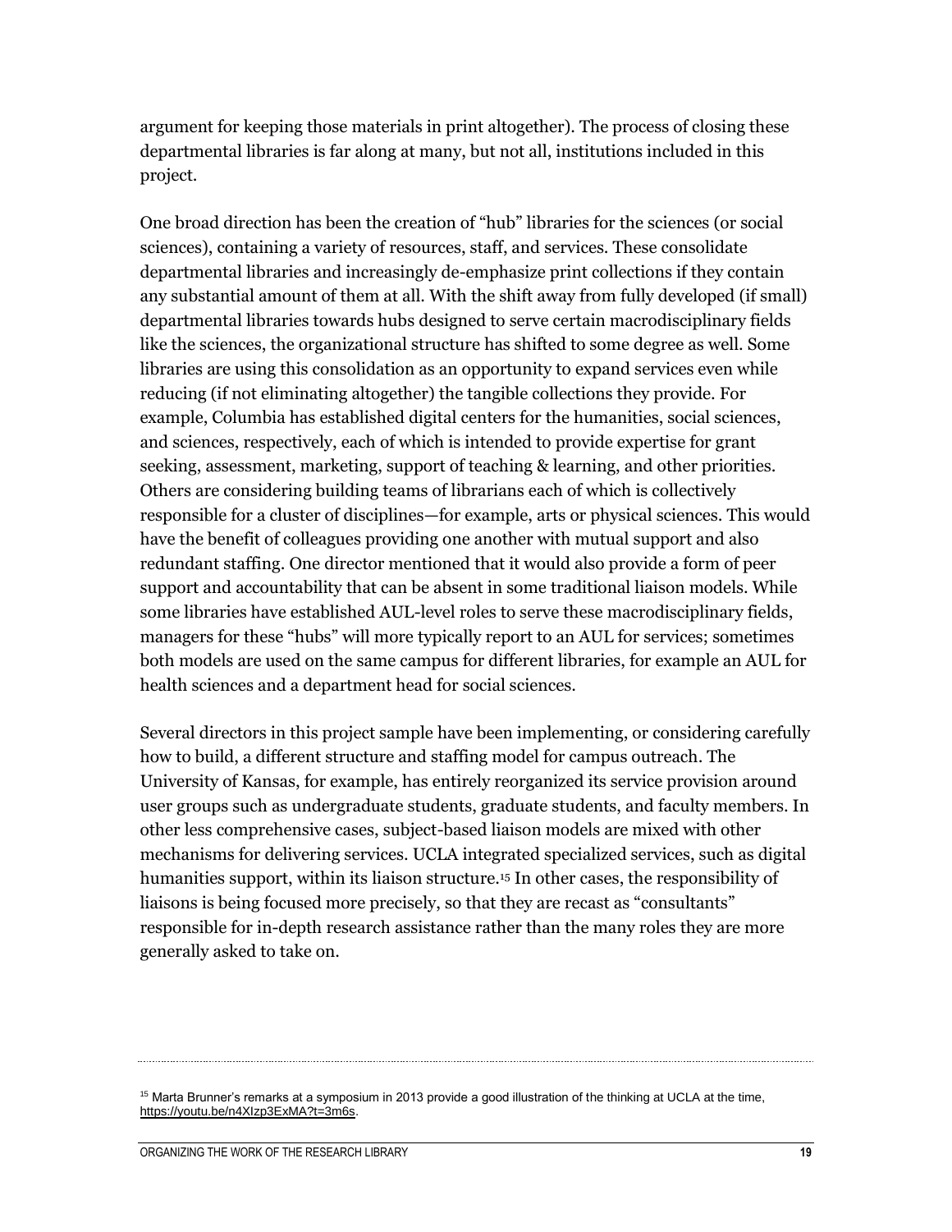argument for keeping those materials in print altogether). The process of closing these departmental libraries is far along at many, but not all, institutions included in this project.

One broad direction has been the creation of "hub" libraries for the sciences (or social sciences), containing a variety of resources, staff, and services. These consolidate departmental libraries and increasingly de-emphasize print collections if they contain any substantial amount of them at all. With the shift away from fully developed (if small) departmental libraries towards hubs designed to serve certain macrodisciplinary fields like the sciences, the organizational structure has shifted to some degree as well. Some libraries are using this consolidation as an opportunity to expand services even while reducing (if not eliminating altogether) the tangible collections they provide. For example, Columbia has established digital centers for the humanities, social sciences, and sciences, respectively, each of which is intended to provide expertise for grant seeking, assessment, marketing, support of teaching & learning, and other priorities. Others are considering building teams of librarians each of which is collectively responsible for a cluster of disciplines—for example, arts or physical sciences. This would have the benefit of colleagues providing one another with mutual support and also redundant staffing. One director mentioned that it would also provide a form of peer support and accountability that can be absent in some traditional liaison models. While some libraries have established AUL-level roles to serve these macrodisciplinary fields, managers for these "hubs" will more typically report to an AUL for services; sometimes both models are used on the same campus for different libraries, for example an AUL for health sciences and a department head for social sciences.

Several directors in this project sample have been implementing, or considering carefully how to build, a different structure and staffing model for campus outreach. The University of Kansas, for example, has entirely reorganized its service provision around user groups such as undergraduate students, graduate students, and faculty members. In other less comprehensive cases, subject-based liaison models are mixed with other mechanisms for delivering services. UCLA integrated specialized services, such as digital humanities support, within its liaison structure.[15] In other cases, the responsibility of liaisons is being focused more precisely, so that they are recast as "consultants" responsible for in-depth research assistance rather than the many roles they are more generally asked to take on.

---

[15] Marta Brunner's remarks at a symposium in 2013 provide a good illustration of the thinking at UCLA at the time, https://youtu.be/n4XIzp3ExMA?t=3m6s.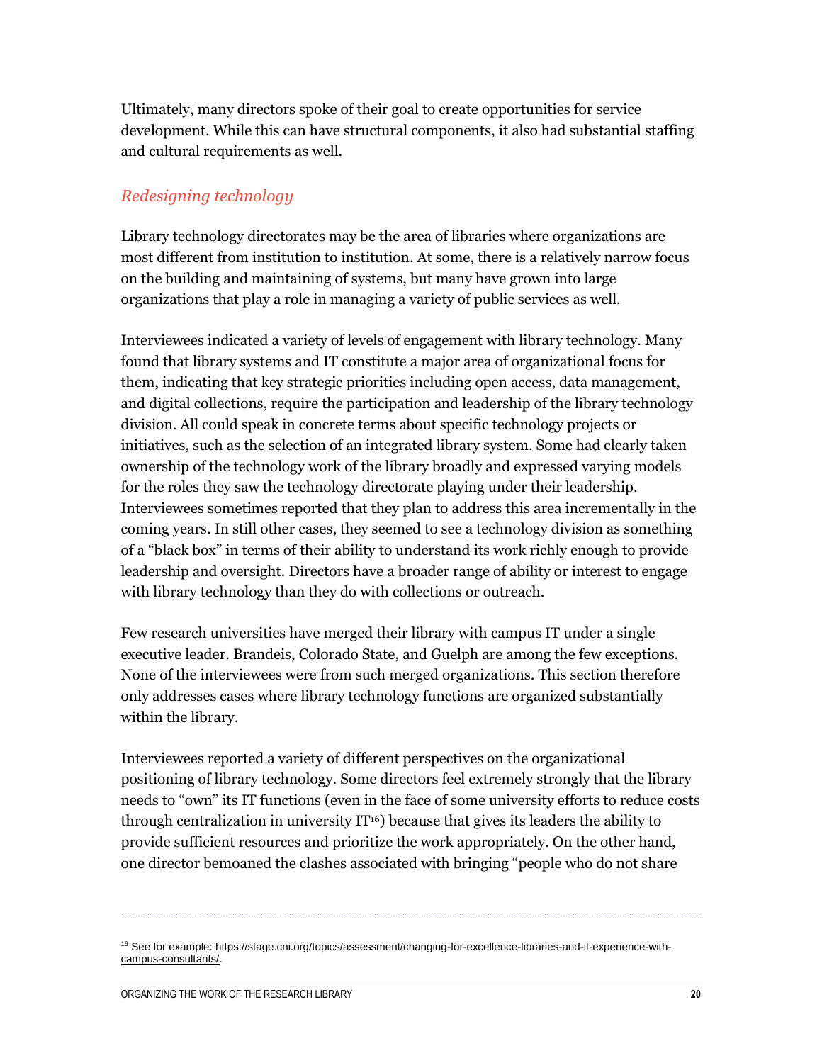Ultimately, many directors spoke of their goal to create opportunities for service development. While this can have structural components, it also had substantial staffing and cultural requirements as well.

### *Redesigning technology*

Library technology directorates may be the area of libraries where organizations are most different from institution to institution. At some, there is a relatively narrow focus on the building and maintaining of systems, but many have grown into large organizations that play a role in managing a variety of public services as well.

Interviewees indicated a variety of levels of engagement with library technology. Many found that library systems and IT constitute a major area of organizational focus for them, indicating that key strategic priorities including open access, data management, and digital collections, require the participation and leadership of the library technology division. All could speak in concrete terms about specific technology projects or initiatives, such as the selection of an integrated library system. Some had clearly taken ownership of the technology work of the library broadly and expressed varying models for the roles they saw the technology directorate playing under their leadership. Interviewees sometimes reported that they plan to address this area incrementally in the coming years. In still other cases, they seemed to see a technology division as something of a "black box" in terms of their ability to understand its work richly enough to provide leadership and oversight. Directors have a broader range of ability or interest to engage with library technology than they do with collections or outreach.

Few research universities have merged their library with campus IT under a single executive leader. Brandeis, Colorado State, and Guelph are among the few exceptions. None of the interviewees were from such merged organizations. This section therefore only addresses cases where library technology functions are organized substantially within the library.

Interviewees reported a variety of different perspectives on the organizational positioning of library technology. Some directors feel extremely strongly that the library needs to "own" its IT functions (even in the face of some university efforts to reduce costs through centralization in university IT[16]) because that gives its leaders the ability to provide sufficient resources and prioritize the work appropriately. On the other hand, one director bemoaned the clashes associated with bringing "people who do not share

[16] See for example: https://stage.cni.org/topics/assessment/changing-for-excellence-libraries-and-it-experience-with-campus-consultants/.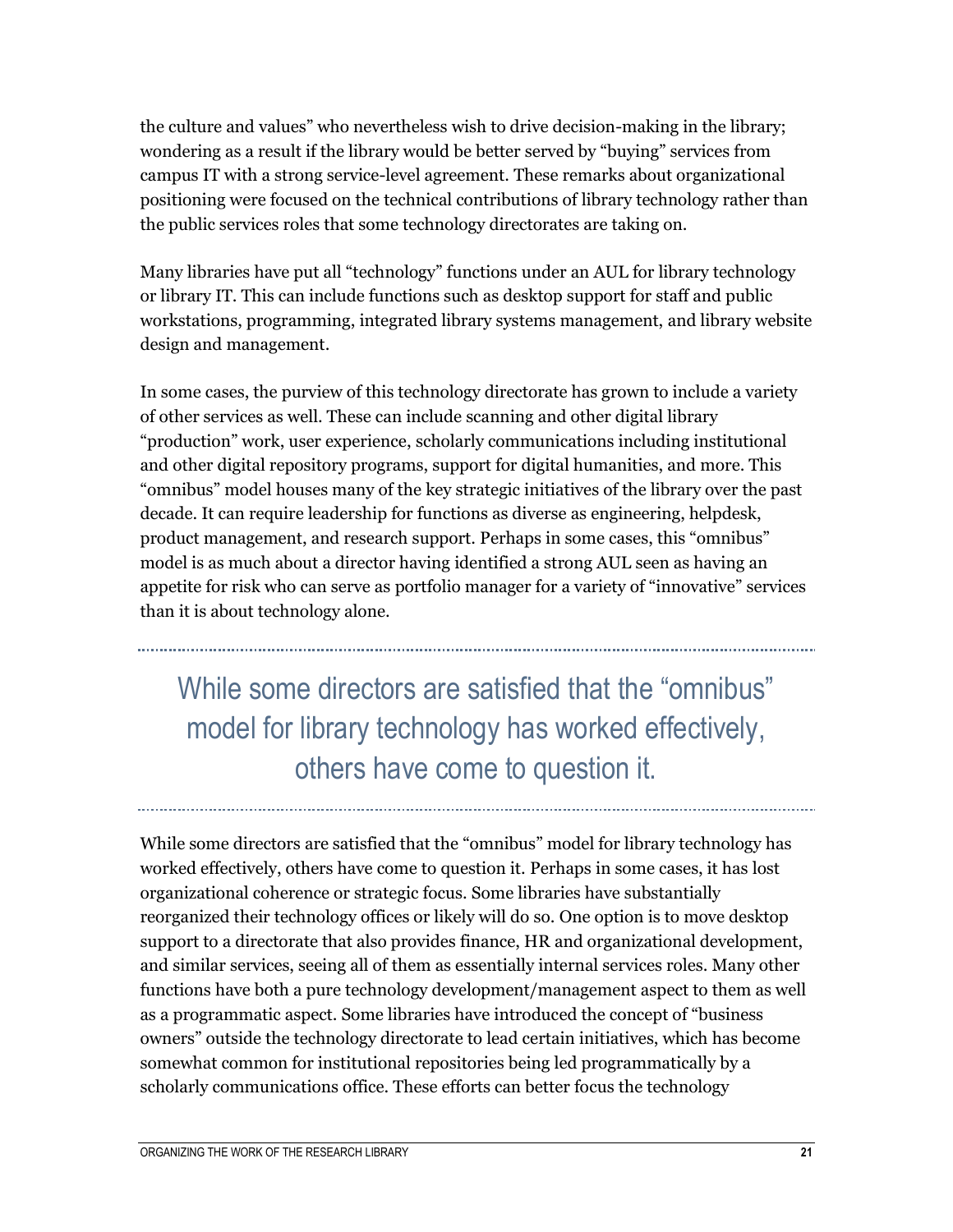the culture and values" who nevertheless wish to drive decision-making in the library; wondering as a result if the library would be better served by "buying" services from campus IT with a strong service-level agreement. These remarks about organizational positioning were focused on the technical contributions of library technology rather than the public services roles that some technology directorates are taking on.

Many libraries have put all "technology" functions under an AUL for library technology or library IT. This can include functions such as desktop support for staff and public workstations, programming, integrated library systems management, and library website design and management.

In some cases, the purview of this technology directorate has grown to include a variety of other services as well. These can include scanning and other digital library "production" work, user experience, scholarly communications including institutional and other digital repository programs, support for digital humanities, and more. This "omnibus" model houses many of the key strategic initiatives of the library over the past decade. It can require leadership for functions as diverse as engineering, helpdesk, product management, and research support. Perhaps in some cases, this "omnibus" model is as much about a director having identified a strong AUL seen as having an appetite for risk who can serve as portfolio manager for a variety of "innovative" services than it is about technology alone.

> While some directors are satisfied that the "omnibus" model for library technology has worked effectively, others have come to question it.

While some directors are satisfied that the "omnibus" model for library technology has worked effectively, others have come to question it. Perhaps in some cases, it has lost organizational coherence or strategic focus. Some libraries have substantially reorganized their technology offices or likely will do so. One option is to move desktop support to a directorate that also provides finance, HR and organizational development, and similar services, seeing all of them as essentially internal services roles. Many other functions have both a pure technology development/management aspect to them as well as a programmatic aspect. Some libraries have introduced the concept of "business owners" outside the technology directorate to lead certain initiatives, which has become somewhat common for institutional repositories being led programmatically by a scholarly communications office. These efforts can better focus the technology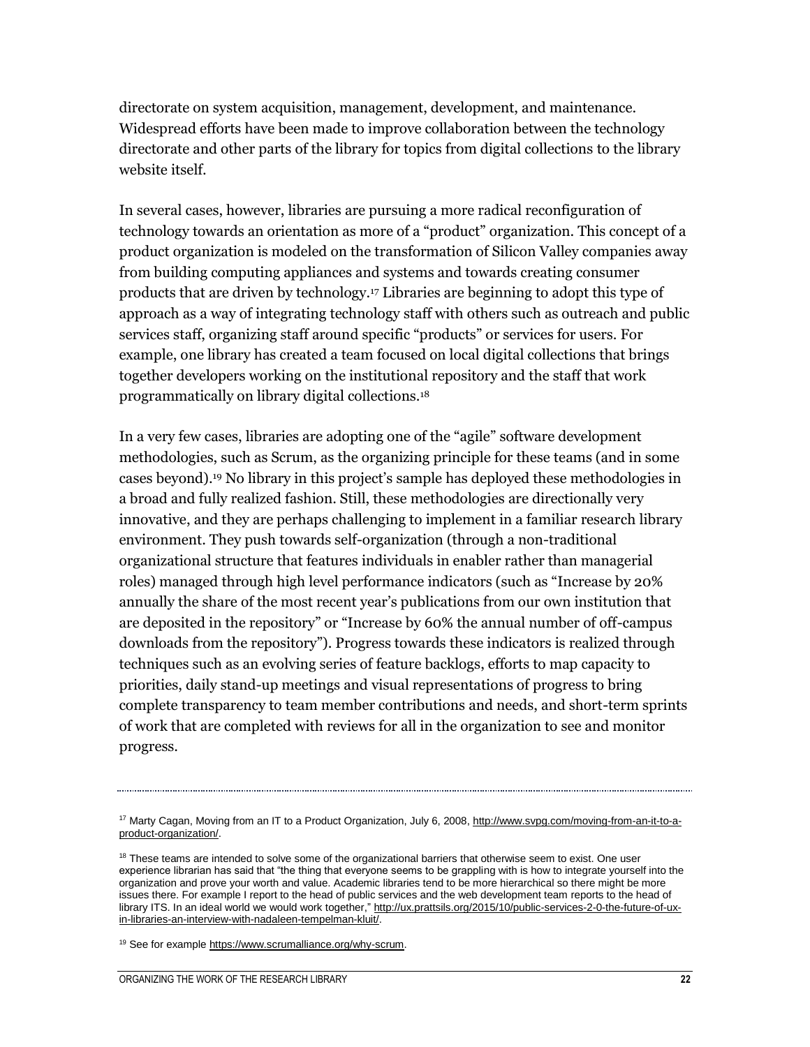directorate on system acquisition, management, development, and maintenance. Widespread efforts have been made to improve collaboration between the technology directorate and other parts of the library for topics from digital collections to the library website itself.

In several cases, however, libraries are pursuing a more radical reconfiguration of technology towards an orientation as more of a "product" organization. This concept of a product organization is modeled on the transformation of Silicon Valley companies away from building computing appliances and systems and towards creating consumer products that are driven by technology.[17] Libraries are beginning to adopt this type of approach as a way of integrating technology staff with others such as outreach and public services staff, organizing staff around specific "products" or services for users. For example, one library has created a team focused on local digital collections that brings together developers working on the institutional repository and the staff that work programmatically on library digital collections.[18]

In a very few cases, libraries are adopting one of the "agile" software development methodologies, such as Scrum, as the organizing principle for these teams (and in some cases beyond).[19] No library in this project's sample has deployed these methodologies in a broad and fully realized fashion. Still, these methodologies are directionally very innovative, and they are perhaps challenging to implement in a familiar research library environment. They push towards self-organization (through a non-traditional organizational structure that features individuals in enabler rather than managerial roles) managed through high level performance indicators (such as "Increase by 20% annually the share of the most recent year's publications from our own institution that are deposited in the repository" or "Increase by 60% the annual number of off-campus downloads from the repository"). Progress towards these indicators is realized through techniques such as an evolving series of feature backlogs, efforts to map capacity to priorities, daily stand-up meetings and visual representations of progress to bring complete transparency to team member contributions and needs, and short-term sprints of work that are completed with reviews for all in the organization to see and monitor progress.

---

[17] Marty Cagan, Moving from an IT to a Product Organization, July 6, 2008, http://www.svpg.com/moving-from-an-it-to-a-product-organization/.

[18] These teams are intended to solve some of the organizational barriers that otherwise seem to exist. One user experience librarian has said that "the thing that everyone seems to be grappling with is how to integrate yourself into the organization and prove your worth and value. Academic libraries tend to be more hierarchical so there might be more issues there. For example I report to the head of public services and the web development team reports to the head of library ITS. In an ideal world we would work together," http://ux.prattsils.org/2015/10/public-services-2-0-the-future-of-ux-in-libraries-an-interview-with-nadaleen-tempelman-kluit/.

[19] See for example https://www.scrumalliance.org/why-scrum.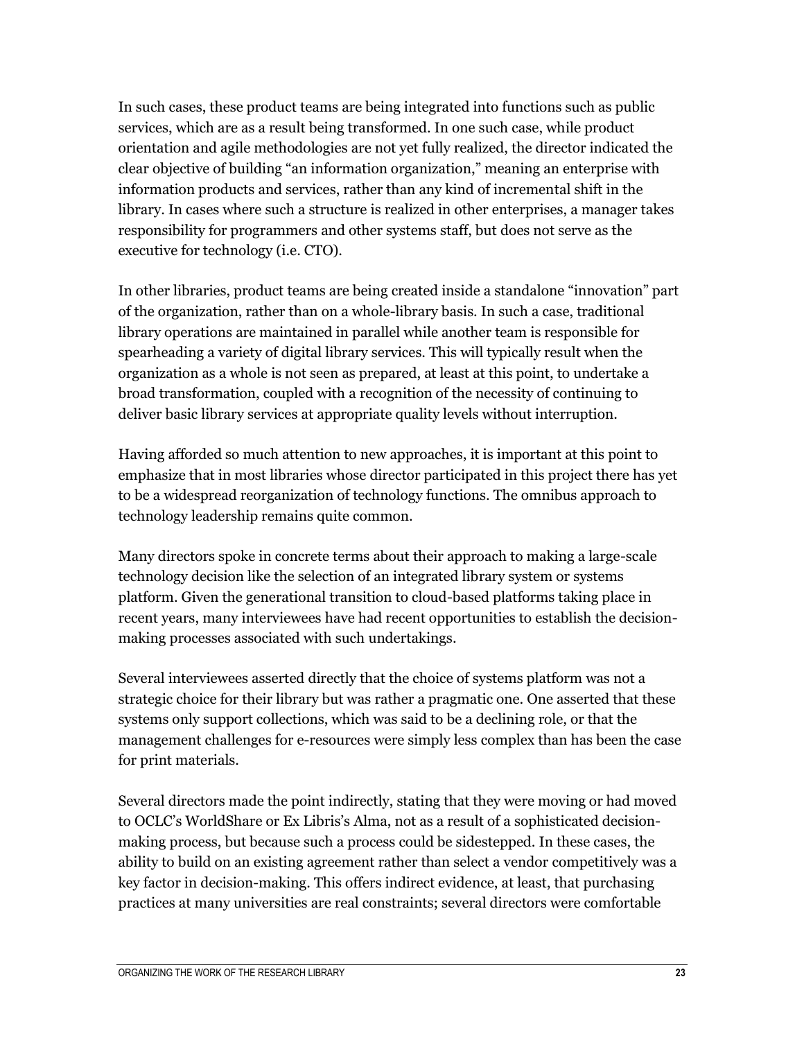In such cases, these product teams are being integrated into functions such as public services, which are as a result being transformed. In one such case, while product orientation and agile methodologies are not yet fully realized, the director indicated the clear objective of building "an information organization," meaning an enterprise with information products and services, rather than any kind of incremental shift in the library. In cases where such a structure is realized in other enterprises, a manager takes responsibility for programmers and other systems staff, but does not serve as the executive for technology (i.e. CTO).

In other libraries, product teams are being created inside a standalone "innovation" part of the organization, rather than on a whole-library basis. In such a case, traditional library operations are maintained in parallel while another team is responsible for spearheading a variety of digital library services. This will typically result when the organization as a whole is not seen as prepared, at least at this point, to undertake a broad transformation, coupled with a recognition of the necessity of continuing to deliver basic library services at appropriate quality levels without interruption.

Having afforded so much attention to new approaches, it is important at this point to emphasize that in most libraries whose director participated in this project there has yet to be a widespread reorganization of technology functions. The omnibus approach to technology leadership remains quite common.

Many directors spoke in concrete terms about their approach to making a large-scale technology decision like the selection of an integrated library system or systems platform. Given the generational transition to cloud-based platforms taking place in recent years, many interviewees have had recent opportunities to establish the decision-making processes associated with such undertakings.

Several interviewees asserted directly that the choice of systems platform was not a strategic choice for their library but was rather a pragmatic one. One asserted that these systems only support collections, which was said to be a declining role, or that the management challenges for e-resources were simply less complex than has been the case for print materials.

Several directors made the point indirectly, stating that they were moving or had moved to OCLC's WorldShare or Ex Libris's Alma, not as a result of a sophisticated decision-making process, but because such a process could be sidestepped. In these cases, the ability to build on an existing agreement rather than select a vendor competitively was a key factor in decision-making. This offers indirect evidence, at least, that purchasing practices at many universities are real constraints; several directors were comfortable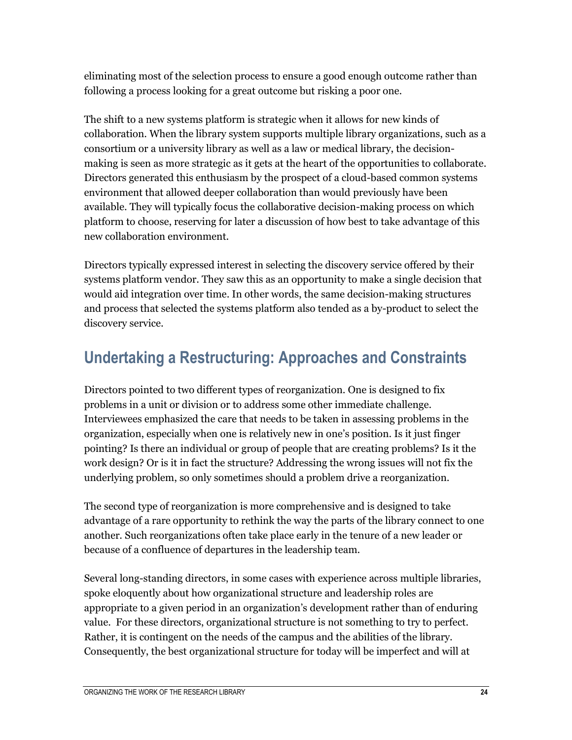eliminating most of the selection process to ensure a good enough outcome rather than following a process looking for a great outcome but risking a poor one.

The shift to a new systems platform is strategic when it allows for new kinds of collaboration. When the library system supports multiple library organizations, such as a consortium or a university library as well as a law or medical library, the decision-making is seen as more strategic as it gets at the heart of the opportunities to collaborate. Directors generated this enthusiasm by the prospect of a cloud-based common systems environment that allowed deeper collaboration than would previously have been available. They will typically focus the collaborative decision-making process on which platform to choose, reserving for later a discussion of how best to take advantage of this new collaboration environment.

Directors typically expressed interest in selecting the discovery service offered by their systems platform vendor. They saw this as an opportunity to make a single decision that would aid integration over time. In other words, the same decision-making structures and process that selected the systems platform also tended as a by-product to select the discovery service.

## Undertaking a Restructuring: Approaches and Constraints

Directors pointed to two different types of reorganization. One is designed to fix problems in a unit or division or to address some other immediate challenge. Interviewees emphasized the care that needs to be taken in assessing problems in the organization, especially when one is relatively new in one's position. Is it just finger pointing? Is there an individual or group of people that are creating problems? Is it the work design? Or is it in fact the structure? Addressing the wrong issues will not fix the underlying problem, so only sometimes should a problem drive a reorganization.

The second type of reorganization is more comprehensive and is designed to take advantage of a rare opportunity to rethink the way the parts of the library connect to one another. Such reorganizations often take place early in the tenure of a new leader or because of a confluence of departures in the leadership team.

Several long-standing directors, in some cases with experience across multiple libraries, spoke eloquently about how organizational structure and leadership roles are appropriate to a given period in an organization's development rather than of enduring value. For these directors, organizational structure is not something to try to perfect. Rather, it is contingent on the needs of the campus and the abilities of the library. Consequently, the best organizational structure for today will be imperfect and will at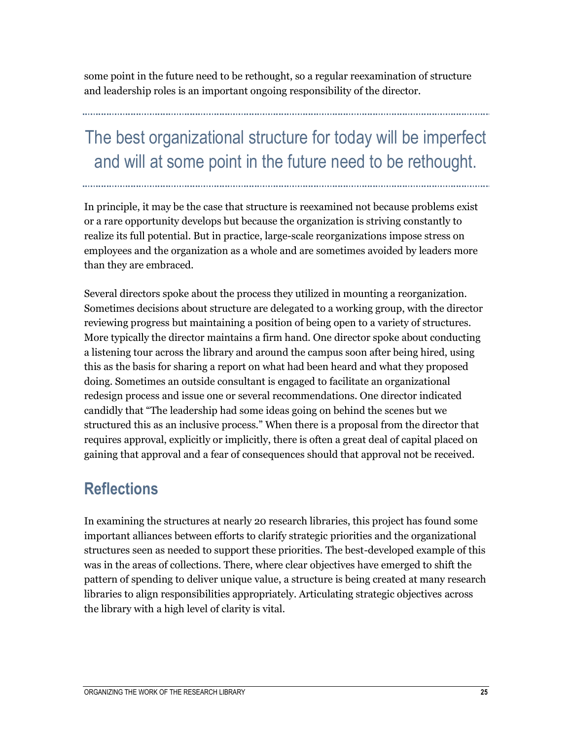some point in the future need to be rethought, so a regular reexamination of structure and leadership roles is an important ongoing responsibility of the director.

> The best organizational structure for today will be imperfect and will at some point in the future need to be rethought.

In principle, it may be the case that structure is reexamined not because problems exist or a rare opportunity develops but because the organization is striving constantly to realize its full potential. But in practice, large-scale reorganizations impose stress on employees and the organization as a whole and are sometimes avoided by leaders more than they are embraced.

Several directors spoke about the process they utilized in mounting a reorganization. Sometimes decisions about structure are delegated to a working group, with the director reviewing progress but maintaining a position of being open to a variety of structures. More typically the director maintains a firm hand. One director spoke about conducting a listening tour across the library and around the campus soon after being hired, using this as the basis for sharing a report on what had been heard and what they proposed doing. Sometimes an outside consultant is engaged to facilitate an organizational redesign process and issue one or several recommendations. One director indicated candidly that "The leadership had some ideas going on behind the scenes but we structured this as an inclusive process." When there is a proposal from the director that requires approval, explicitly or implicitly, there is often a great deal of capital placed on gaining that approval and a fear of consequences should that approval not be received.

## Reflections

In examining the structures at nearly 20 research libraries, this project has found some important alliances between efforts to clarify strategic priorities and the organizational structures seen as needed to support these priorities. The best-developed example of this was in the areas of collections. There, where clear objectives have emerged to shift the pattern of spending to deliver unique value, a structure is being created at many research libraries to align responsibilities appropriately. Articulating strategic objectives across the library with a high level of clarity is vital.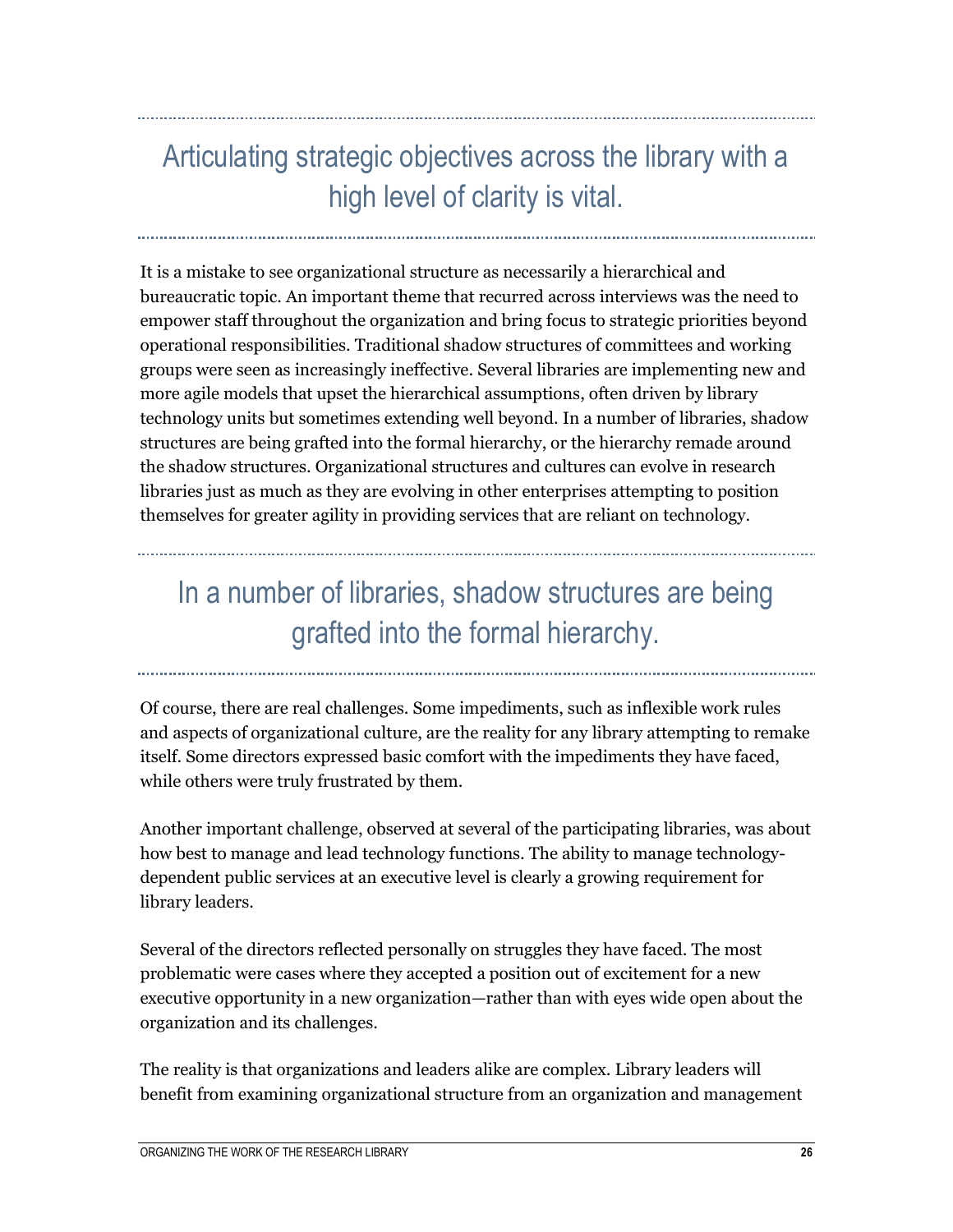> Articulating strategic objectives across the library with a high level of clarity is vital.

It is a mistake to see organizational structure as necessarily a hierarchical and bureaucratic topic. An important theme that recurred across interviews was the need to empower staff throughout the organization and bring focus to strategic priorities beyond operational responsibilities. Traditional shadow structures of committees and working groups were seen as increasingly ineffective. Several libraries are implementing new and more agile models that upset the hierarchical assumptions, often driven by library technology units but sometimes extending well beyond. In a number of libraries, shadow structures are being grafted into the formal hierarchy, or the hierarchy remade around the shadow structures. Organizational structures and cultures can evolve in research libraries just as much as they are evolving in other enterprises attempting to position themselves for greater agility in providing services that are reliant on technology.

> In a number of libraries, shadow structures are being grafted into the formal hierarchy.

Of course, there are real challenges. Some impediments, such as inflexible work rules and aspects of organizational culture, are the reality for any library attempting to remake itself. Some directors expressed basic comfort with the impediments they have faced, while others were truly frustrated by them.

Another important challenge, observed at several of the participating libraries, was about how best to manage and lead technology functions. The ability to manage technology-dependent public services at an executive level is clearly a growing requirement for library leaders.

Several of the directors reflected personally on struggles they have faced. The most problematic were cases where they accepted a position out of excitement for a new executive opportunity in a new organization—rather than with eyes wide open about the organization and its challenges.

The reality is that organizations and leaders alike are complex. Library leaders will benefit from examining organizational structure from an organization and management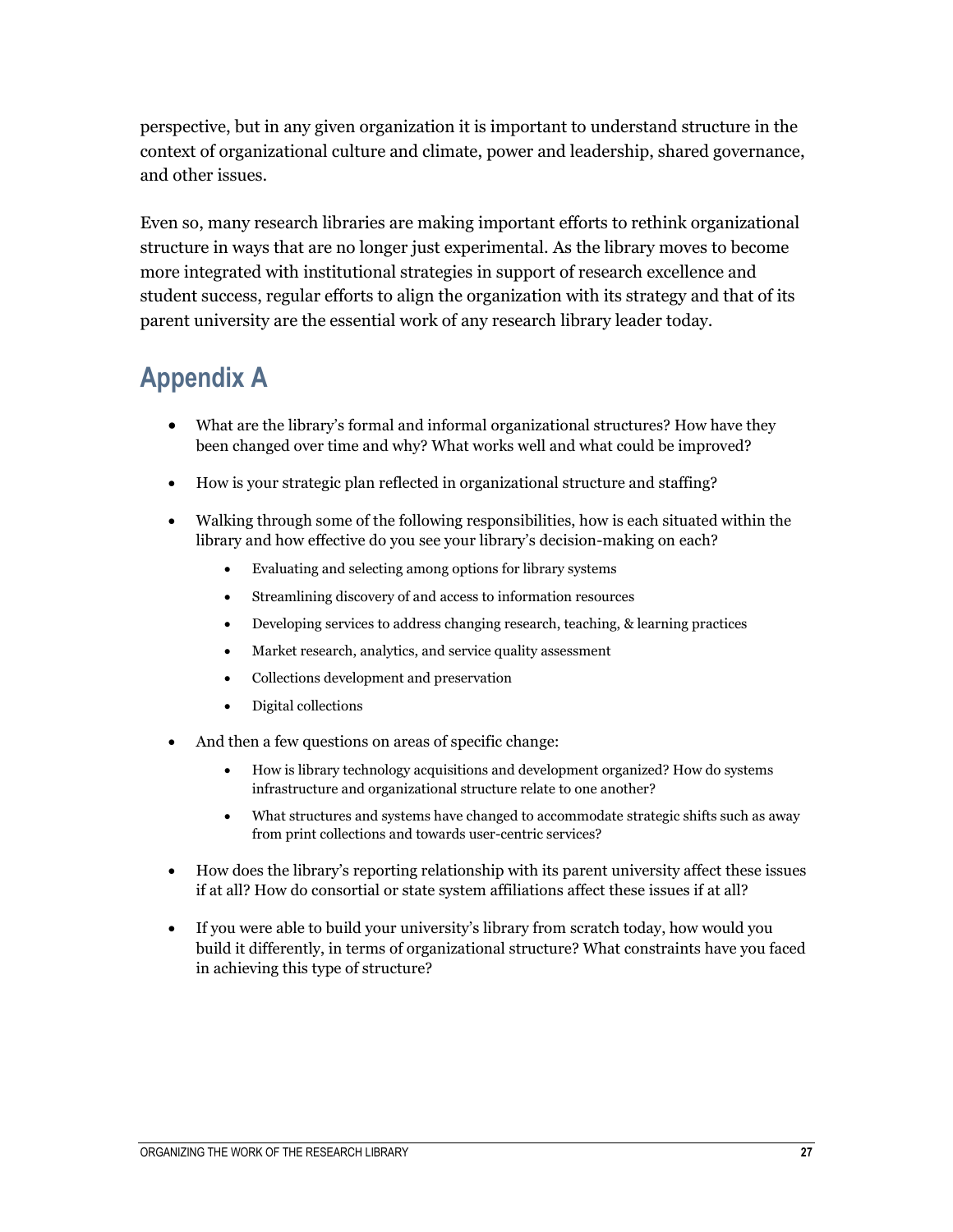perspective, but in any given organization it is important to understand structure in the context of organizational culture and climate, power and leadership, shared governance, and other issues.

Even so, many research libraries are making important efforts to rethink organizational structure in ways that are no longer just experimental. As the library moves to become more integrated with institutional strategies in support of research excellence and student success, regular efforts to align the organization with its strategy and that of its parent university are the essential work of any research library leader today.

## Appendix A

- What are the library's formal and informal organizational structures? How have they been changed over time and why? What works well and what could be improved?
- How is your strategic plan reflected in organizational structure and staffing?
- Walking through some of the following responsibilities, how is each situated within the library and how effective do you see your library's decision-making on each?
    - Evaluating and selecting among options for library systems
    - Streamlining discovery of and access to information resources
    - Developing services to address changing research, teaching, & learning practices
    - Market research, analytics, and service quality assessment
    - Collections development and preservation
    - Digital collections
- And then a few questions on areas of specific change:
    - How is library technology acquisitions and development organized? How do systems infrastructure and organizational structure relate to one another?
    - What structures and systems have changed to accommodate strategic shifts such as away from print collections and towards user-centric services?
- How does the library's reporting relationship with its parent university affect these issues if at all? How do consortial or state system affiliations affect these issues if at all?
- If you were able to build your university's library from scratch today, how would you build it differently, in terms of organizational structure? What constraints have you faced in achieving this type of structure?